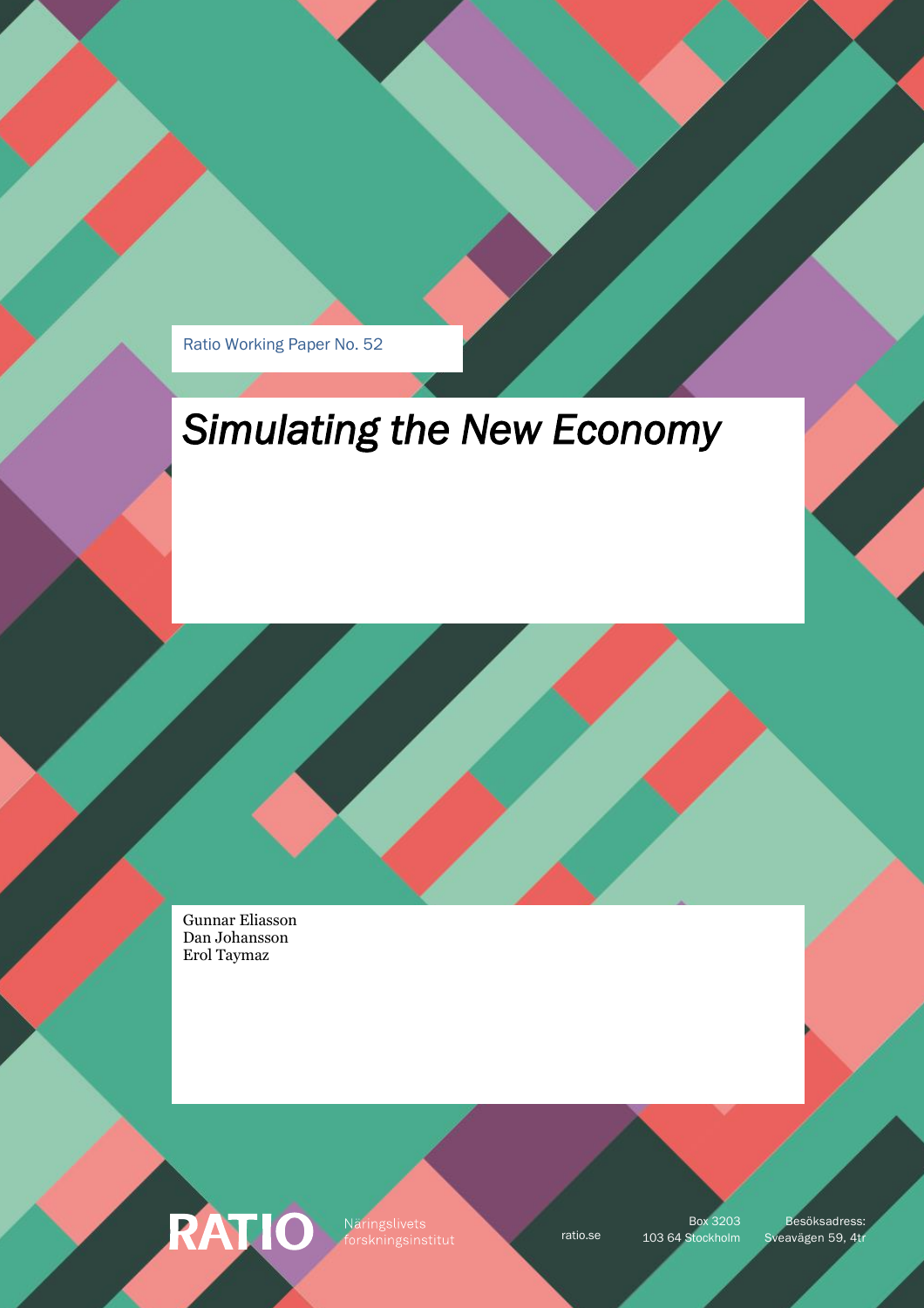Ratio Working Paper No. 52

# *Simulating the New Economy*

Gunnar Eliasson
Dan Johansson
Erol Taymaz

RATIO Näringslivets forskningsinstitut

ratio.se

Box 3203
103 64 Stockholm

Besöksadress:
Sveavägen 59, 4tr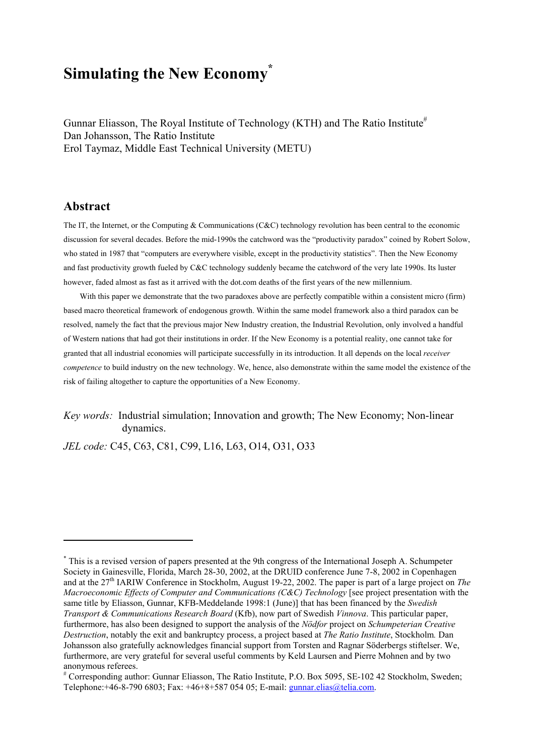# Simulating the New Economy[*]

Gunnar Eliasson, The Royal Institute of Technology (KTH) and The Ratio Institute[#]
Dan Johansson, The Ratio Institute
Erol Taymaz, Middle East Technical University (METU)

## Abstract

The IT, the Internet, or the Computing & Communications (C&C) technology revolution has been central to the economic discussion for several decades. Before the mid-1990s the catchword was the "productivity paradox" coined by Robert Solow, who stated in 1987 that "computers are everywhere visible, except in the productivity statistics". Then the New Economy and fast productivity growth fueled by C&C technology suddenly became the catchword of the very late 1990s. Its luster however, faded almost as fast as it arrived with the dot.com deaths of the first years of the new millennium.

With this paper we demonstrate that the two paradoxes above are perfectly compatible within a consistent micro (firm) based macro theoretical framework of endogenous growth. Within the same model framework also a third paradox can be resolved, namely the fact that the previous major New Industry creation, the Industrial Revolution, only involved a handful of Western nations that had got their institutions in order. If the New Economy is a potential reality, one cannot take for granted that all industrial economies will participate successfully in its introduction. It all depends on the local *receiver competence* to build industry on the new technology. We, hence, also demonstrate within the same model the existence of the risk of failing altogether to capture the opportunities of a New Economy.

*Key words:* Industrial simulation; Innovation and growth; The New Economy; Non-linear dynamics.

*JEL code:* C45, C63, C81, C99, L16, L63, O14, O31, O33

---

[*] This is a revised version of papers presented at the 9th congress of the International Joseph A. Schumpeter Society in Gainesville, Florida, March 28-30, 2002, at the DRUID conference June 7-8, 2002 in Copenhagen and at the 27th IARIW Conference in Stockholm, August 19-22, 2002. The paper is part of a large project on *The Macroeconomic Effects of Computer and Communications (C&C) Technology* [see project presentation with the same title by Eliasson, Gunnar, KFB-Meddelande 1998:1 (June)] that has been financed by the *Swedish Transport & Communications Research Board* (Kfb), now part of Swedish *Vinnova*. This particular paper, furthermore, has also been designed to support the analysis of the *Nödfor* project on *Schumpeterian Creative Destruction*, notably the exit and bankruptcy process, a project based at *The Ratio Institute*, Stockholm*.* Dan Johansson also gratefully acknowledges financial support from Torsten and Ragnar Söderbergs stiftelser. We, furthermore, are very grateful for several useful comments by Keld Laursen and Pierre Mohnen and by two anonymous referees.

[#] Corresponding author: Gunnar Eliasson, The Ratio Institute, P.O. Box 5095, SE-102 42 Stockholm, Sweden; Telephone:+46-8-790 6803; Fax: +46+8+587 054 05; E-mail: gunnar.elias@telia.com.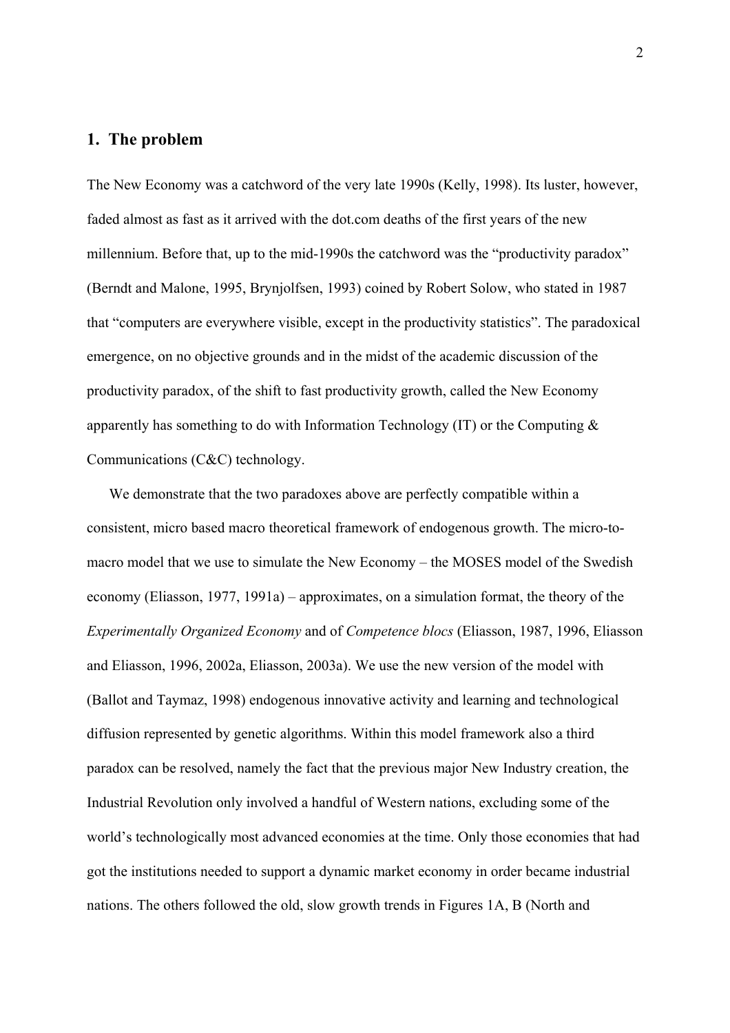## 1. The problem

The New Economy was a catchword of the very late 1990s (Kelly, 1998). Its luster, however, faded almost as fast as it arrived with the dot.com deaths of the first years of the new millennium. Before that, up to the mid-1990s the catchword was the "productivity paradox" (Berndt and Malone, 1995, Brynjolfsen, 1993) coined by Robert Solow, who stated in 1987 that "computers are everywhere visible, except in the productivity statistics". The paradoxical emergence, on no objective grounds and in the midst of the academic discussion of the productivity paradox, of the shift to fast productivity growth, called the New Economy apparently has something to do with Information Technology (IT) or the Computing & Communications (C&C) technology.

We demonstrate that the two paradoxes above are perfectly compatible within a consistent, micro based macro theoretical framework of endogenous growth. The micro-to-macro model that we use to simulate the New Economy – the MOSES model of the Swedish economy (Eliasson, 1977, 1991a) – approximates, on a simulation format, the theory of the *Experimentally Organized Economy* and of *Competence blocs* (Eliasson, 1987, 1996, Eliasson and Eliasson, 1996, 2002a, Eliasson, 2003a). We use the new version of the model with (Ballot and Taymaz, 1998) endogenous innovative activity and learning and technological diffusion represented by genetic algorithms. Within this model framework also a third paradox can be resolved, namely the fact that the previous major New Industry creation, the Industrial Revolution only involved a handful of Western nations, excluding some of the world's technologically most advanced economies at the time. Only those economies that had got the institutions needed to support a dynamic market economy in order became industrial nations. The others followed the old, slow growth trends in Figures 1A, B (North and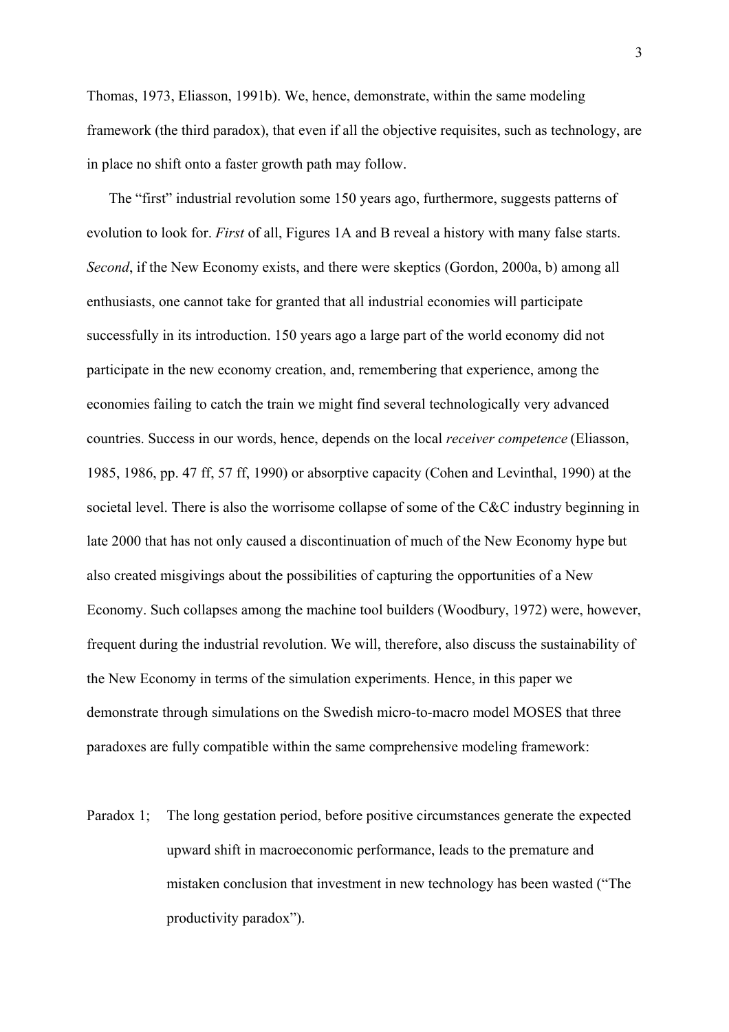Thomas, 1973, Eliasson, 1991b). We, hence, demonstrate, within the same modeling framework (the third paradox), that even if all the objective requisites, such as technology, are in place no shift onto a faster growth path may follow.

The "first" industrial revolution some 150 years ago, furthermore, suggests patterns of evolution to look for. *First* of all, Figures 1A and B reveal a history with many false starts. *Second*, if the New Economy exists, and there were skeptics (Gordon, 2000a, b) among all enthusiasts, one cannot take for granted that all industrial economies will participate successfully in its introduction. 150 years ago a large part of the world economy did not participate in the new economy creation, and, remembering that experience, among the economies failing to catch the train we might find several technologically very advanced countries. Success in our words, hence, depends on the local *receiver competence* (Eliasson, 1985, 1986, pp. 47 ff, 57 ff, 1990) or absorptive capacity (Cohen and Levinthal, 1990) at the societal level. There is also the worrisome collapse of some of the C&C industry beginning in late 2000 that has not only caused a discontinuation of much of the New Economy hype but also created misgivings about the possibilities of capturing the opportunities of a New Economy. Such collapses among the machine tool builders (Woodbury, 1972) were, however, frequent during the industrial revolution. We will, therefore, also discuss the sustainability of the New Economy in terms of the simulation experiments. Hence, in this paper we demonstrate through simulations on the Swedish micro-to-macro model MOSES that three paradoxes are fully compatible within the same comprehensive modeling framework:

Paradox 1; The long gestation period, before positive circumstances generate the expected upward shift in macroeconomic performance, leads to the premature and mistaken conclusion that investment in new technology has been wasted ("The productivity paradox").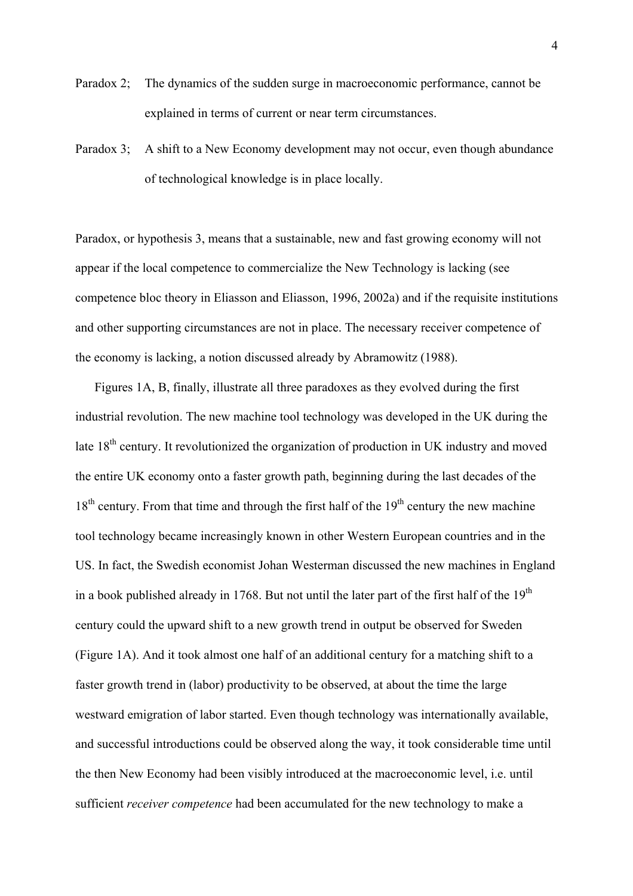Paradox 2; The dynamics of the sudden surge in macroeconomic performance, cannot be explained in terms of current or near term circumstances.

Paradox 3; A shift to a New Economy development may not occur, even though abundance of technological knowledge is in place locally.

Paradox, or hypothesis 3, means that a sustainable, new and fast growing economy will not appear if the local competence to commercialize the New Technology is lacking (see competence bloc theory in Eliasson and Eliasson, 1996, 2002a) and if the requisite institutions and other supporting circumstances are not in place. The necessary receiver competence of the economy is lacking, a notion discussed already by Abramowitz (1988).

Figures 1A, B, finally, illustrate all three paradoxes as they evolved during the first industrial revolution. The new machine tool technology was developed in the UK during the late 18th century. It revolutionized the organization of production in UK industry and moved the entire UK economy onto a faster growth path, beginning during the last decades of the 18th century. From that time and through the first half of the 19th century the new machine tool technology became increasingly known in other Western European countries and in the US. In fact, the Swedish economist Johan Westerman discussed the new machines in England in a book published already in 1768. But not until the later part of the first half of the 19th century could the upward shift to a new growth trend in output be observed for Sweden (Figure 1A). And it took almost one half of an additional century for a matching shift to a faster growth trend in (labor) productivity to be observed, at about the time the large westward emigration of labor started. Even though technology was internationally available, and successful introductions could be observed along the way, it took considerable time until the then New Economy had been visibly introduced at the macroeconomic level, i.e. until sufficient *receiver competence* had been accumulated for the new technology to make a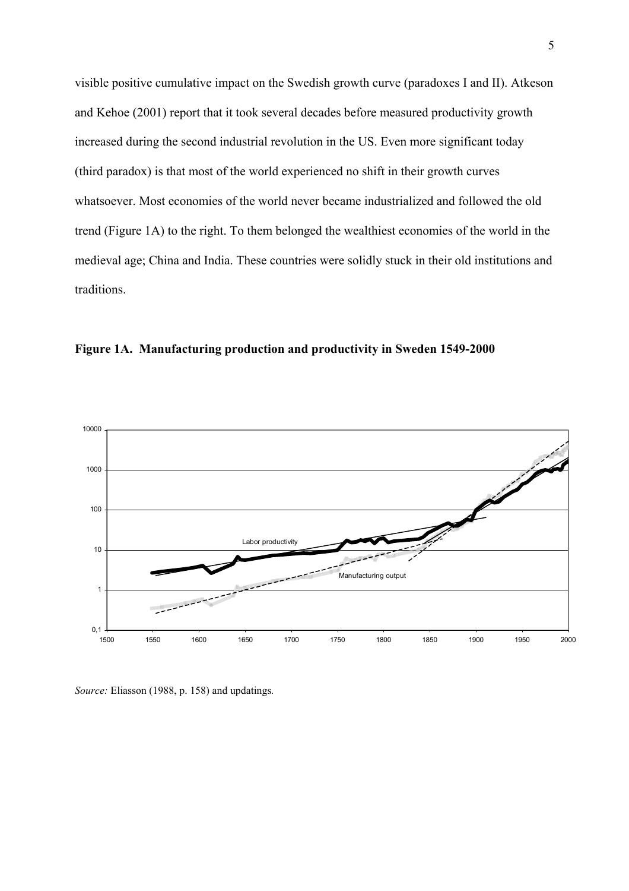visible positive cumulative impact on the Swedish growth curve (paradoxes I and II). Atkeson and Kehoe (2001) report that it took several decades before measured productivity growth increased during the second industrial revolution in the US. Even more significant today (third paradox) is that most of the world experienced no shift in their growth curves whatsoever. Most economies of the world never became industrialized and followed the old trend (Figure 1A) to the right. To them belonged the wealthiest economies of the world in the medieval age; China and India. These countries were solidly stuck in their old institutions and traditions.

**Figure 1A. Manufacturing production and productivity in Sweden 1549-2000**

*Source:* Eliasson (1988, p. 158) and updatings.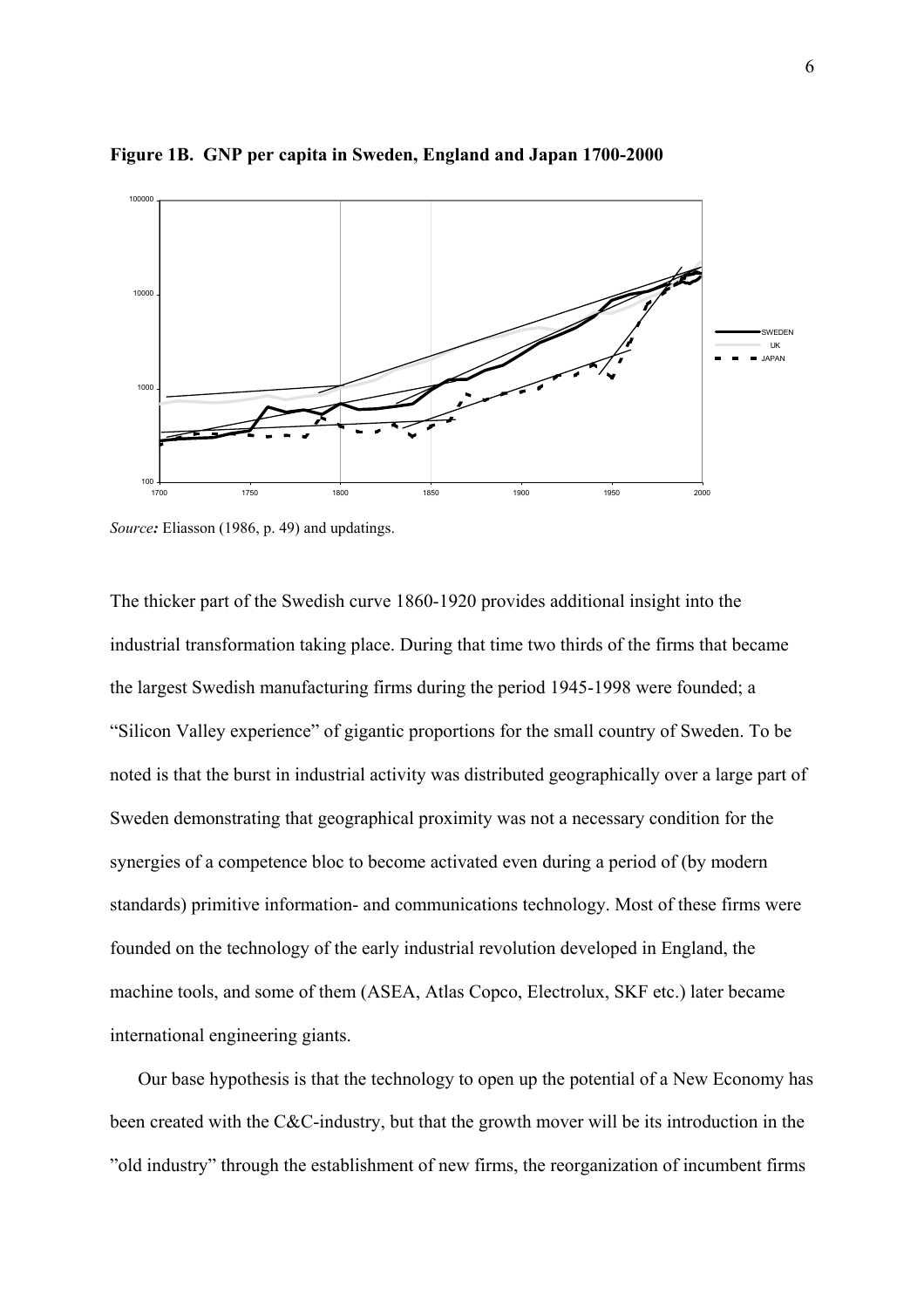**Figure 1B. GNP per capita in Sweden, England and Japan 1700-2000**

*Source:* Eliasson (1986, p. 49) and updatings.

The thicker part of the Swedish curve 1860-1920 provides additional insight into the industrial transformation taking place. During that time two thirds of the firms that became the largest Swedish manufacturing firms during the period 1945-1998 were founded; a "Silicon Valley experience" of gigantic proportions for the small country of Sweden. To be noted is that the burst in industrial activity was distributed geographically over a large part of Sweden demonstrating that geographical proximity was not a necessary condition for the synergies of a competence bloc to become activated even during a period of (by modern standards) primitive information- and communications technology. Most of these firms were founded on the technology of the early industrial revolution developed in England, the machine tools, and some of them (ASEA, Atlas Copco, Electrolux, SKF etc.) later became international engineering giants.

Our base hypothesis is that the technology to open up the potential of a New Economy has been created with the C&C-industry, but that the growth mover will be its introduction in the "old industry" through the establishment of new firms, the reorganization of incumbent firms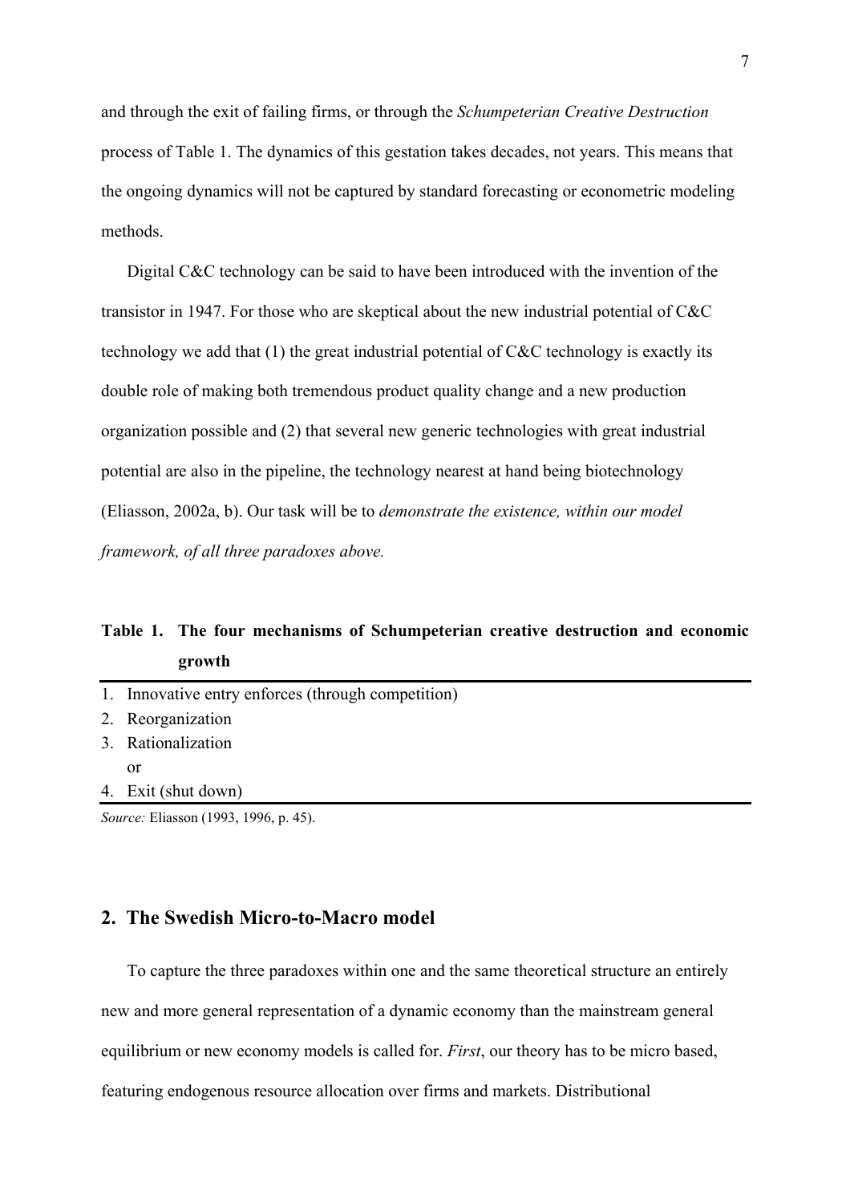and through the exit of failing firms, or through the *Schumpeterian Creative Destruction* process of Table 1. The dynamics of this gestation takes decades, not years. This means that the ongoing dynamics will not be captured by standard forecasting or econometric modeling methods.

Digital C&C technology can be said to have been introduced with the invention of the transistor in 1947. For those who are skeptical about the new industrial potential of C&C technology we add that (1) the great industrial potential of C&C technology is exactly its double role of making both tremendous product quality change and a new production organization possible and (2) that several new generic technologies with great industrial potential are also in the pipeline, the technology nearest at hand being biotechnology (Eliasson, 2002a, b). Our task will be to *demonstrate the existence, within our model framework, of all three paradoxes above.*

**Table 1. The four mechanisms of Schumpeterian creative destruction and economic growth**

| |
|---|
| 1. Innovative entry enforces (through competition) |
| 2. Reorganization |
| 3. Rationalization |
| or |
| 4. Exit (shut down) |

*Source:* Eliasson (1993, 1996, p. 45).

## 2. The Swedish Micro-to-Macro model

To capture the three paradoxes within one and the same theoretical structure an entirely new and more general representation of a dynamic economy than the mainstream general equilibrium or new economy models is called for. *First*, our theory has to be micro based, featuring endogenous resource allocation over firms and markets. Distributional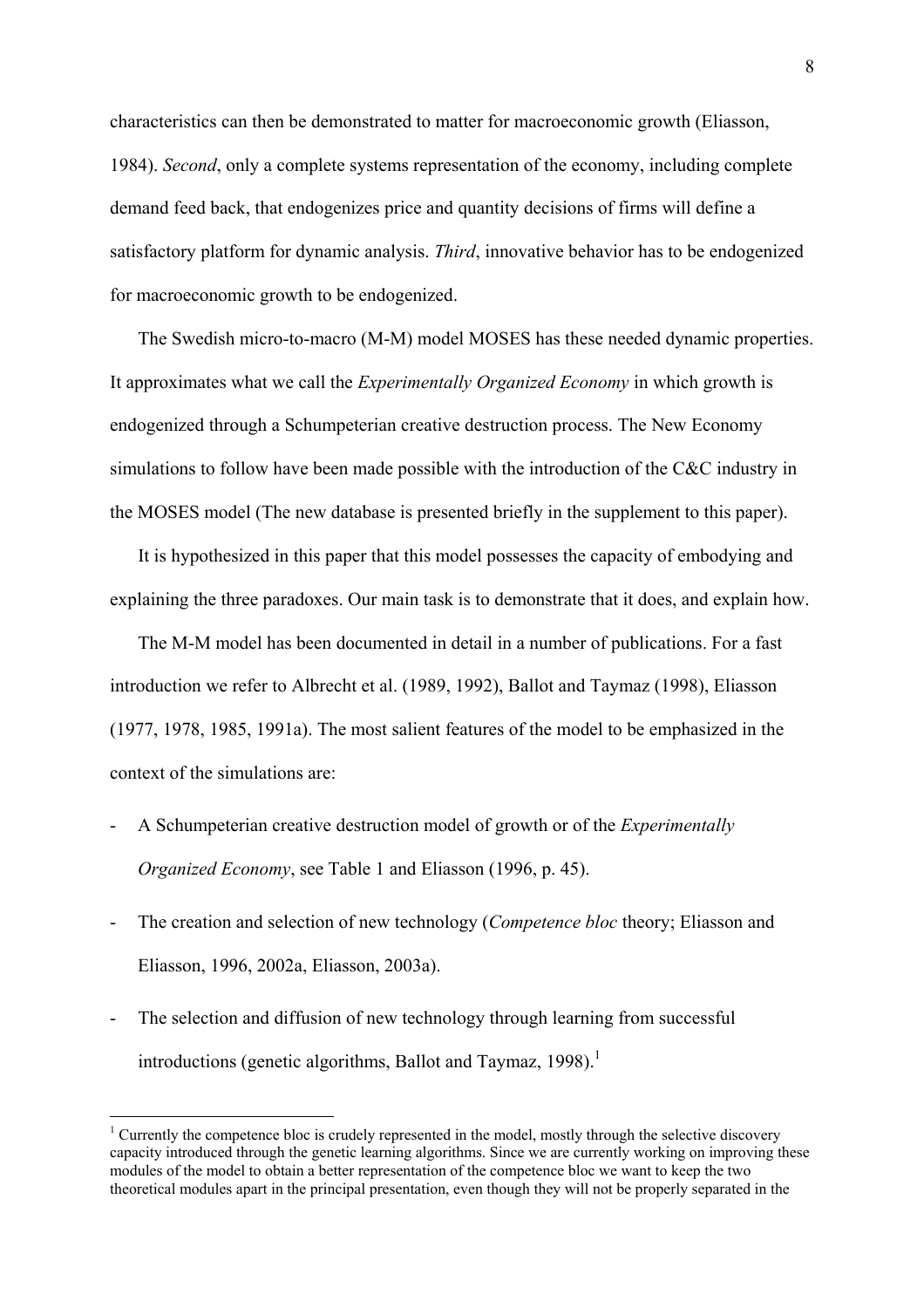characteristics can then be demonstrated to matter for macroeconomic growth (Eliasson, 1984). *Second*, only a complete systems representation of the economy, including complete demand feed back, that endogenizes price and quantity decisions of firms will define a satisfactory platform for dynamic analysis. *Third*, innovative behavior has to be endogenized for macroeconomic growth to be endogenized.

The Swedish micro-to-macro (M-M) model MOSES has these needed dynamic properties. It approximates what we call the *Experimentally Organized Economy* in which growth is endogenized through a Schumpeterian creative destruction process. The New Economy simulations to follow have been made possible with the introduction of the C&C industry in the MOSES model (The new database is presented briefly in the supplement to this paper).

It is hypothesized in this paper that this model possesses the capacity of embodying and explaining the three paradoxes. Our main task is to demonstrate that it does, and explain how.

The M-M model has been documented in detail in a number of publications. For a fast introduction we refer to Albrecht et al. (1989, 1992), Ballot and Taymaz (1998), Eliasson (1977, 1978, 1985, 1991a). The most salient features of the model to be emphasized in the context of the simulations are:

- A Schumpeterian creative destruction model of growth or of the *Experimentally Organized Economy*, see Table 1 and Eliasson (1996, p. 45).
- The creation and selection of new technology (*Competence bloc* theory; Eliasson and Eliasson, 1996, 2002a, Eliasson, 2003a).
- The selection and diffusion of new technology through learning from successful introductions (genetic algorithms, Ballot and Taymaz, 1998).[1]

[1] Currently the competence bloc is crudely represented in the model, mostly through the selective discovery capacity introduced through the genetic learning algorithms. Since we are currently working on improving these modules of the model to obtain a better representation of the competence bloc we want to keep the two theoretical modules apart in the principal presentation, even though they will not be properly separated in the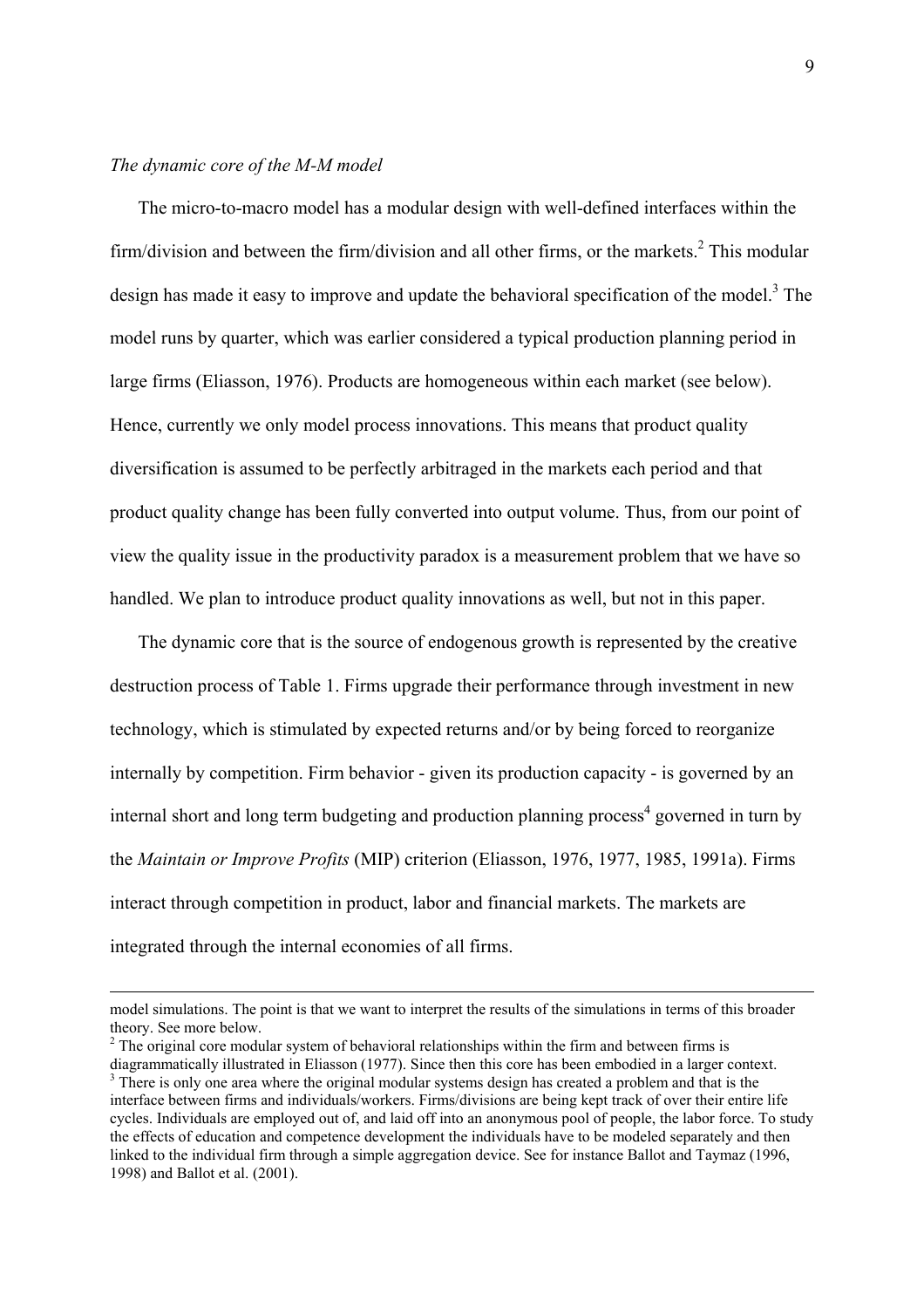*The dynamic core of the M-M model*

The micro-to-macro model has a modular design with well-defined interfaces within the firm/division and between the firm/division and all other firms, or the markets.[2] This modular design has made it easy to improve and update the behavioral specification of the model.[3] The model runs by quarter, which was earlier considered a typical production planning period in large firms (Eliasson, 1976). Products are homogeneous within each market (see below). Hence, currently we only model process innovations. This means that product quality diversification is assumed to be perfectly arbitraged in the markets each period and that product quality change has been fully converted into output volume. Thus, from our point of view the quality issue in the productivity paradox is a measurement problem that we have so handled. We plan to introduce product quality innovations as well, but not in this paper.

The dynamic core that is the source of endogenous growth is represented by the creative destruction process of Table 1. Firms upgrade their performance through investment in new technology, which is stimulated by expected returns and/or by being forced to reorganize internally by competition. Firm behavior - given its production capacity - is governed by an internal short and long term budgeting and production planning process[4] governed in turn by the *Maintain or Improve Profits* (MIP) criterion (Eliasson, 1976, 1977, 1985, 1991a). Firms interact through competition in product, labor and financial markets. The markets are integrated through the internal economies of all firms.

---

model simulations. The point is that we want to interpret the results of the simulations in terms of this broader theory. See more below.

[2] The original core modular system of behavioral relationships within the firm and between firms is diagrammatically illustrated in Eliasson (1977). Since then this core has been embodied in a larger context.

[3] There is only one area where the original modular systems design has created a problem and that is the interface between firms and individuals/workers. Firms/divisions are being kept track of over their entire life cycles. Individuals are employed out of, and laid off into an anonymous pool of people, the labor force. To study the effects of education and competence development the individuals have to be modeled separately and then linked to the individual firm through a simple aggregation device. See for instance Ballot and Taymaz (1996, 1998) and Ballot et al. (2001).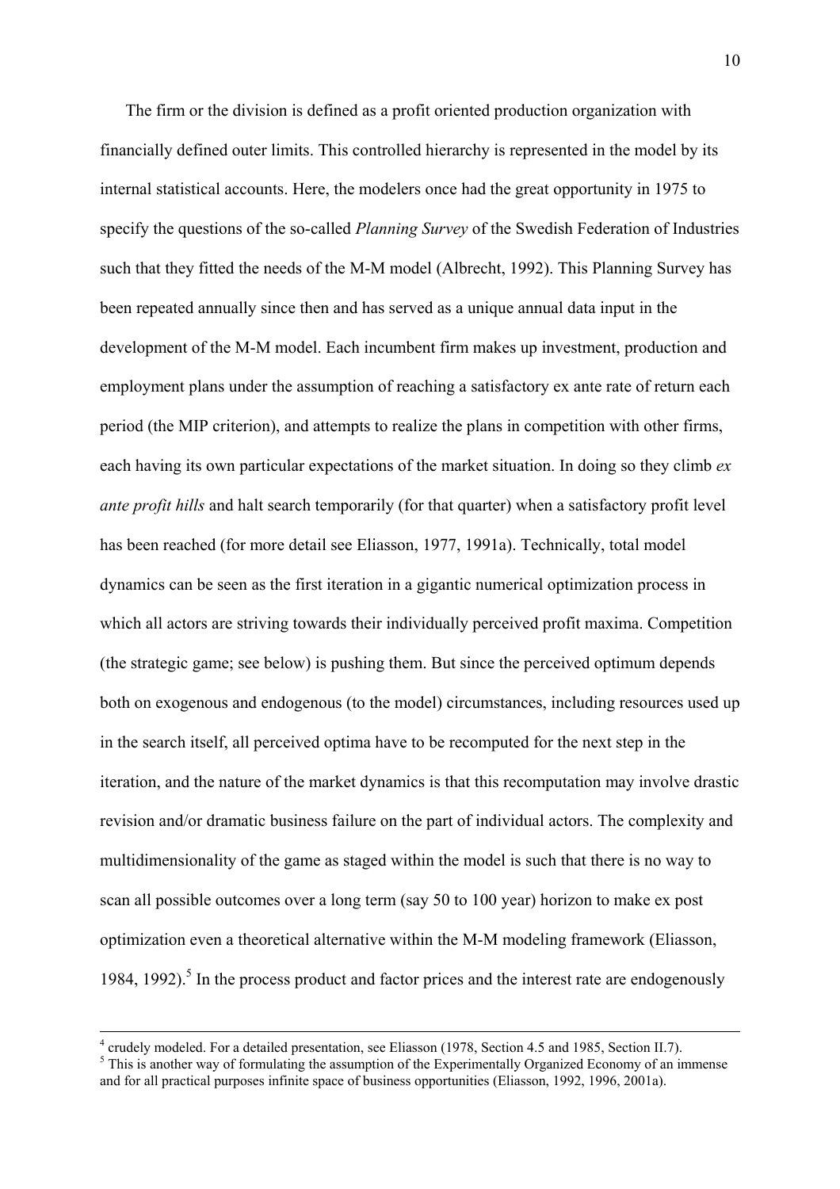The firm or the division is defined as a profit oriented production organization with financially defined outer limits. This controlled hierarchy is represented in the model by its internal statistical accounts. Here, the modelers once had the great opportunity in 1975 to specify the questions of the so-called *Planning Survey* of the Swedish Federation of Industries such that they fitted the needs of the M-M model (Albrecht, 1992). This Planning Survey has been repeated annually since then and has served as a unique annual data input in the development of the M-M model. Each incumbent firm makes up investment, production and employment plans under the assumption of reaching a satisfactory ex ante rate of return each period (the MIP criterion), and attempts to realize the plans in competition with other firms, each having its own particular expectations of the market situation. In doing so they climb *ex ante profit hills* and halt search temporarily (for that quarter) when a satisfactory profit level has been reached (for more detail see Eliasson, 1977, 1991a). Technically, total model dynamics can be seen as the first iteration in a gigantic numerical optimization process in which all actors are striving towards their individually perceived profit maxima. Competition (the strategic game; see below) is pushing them. But since the perceived optimum depends both on exogenous and endogenous (to the model) circumstances, including resources used up in the search itself, all perceived optima have to be recomputed for the next step in the iteration, and the nature of the market dynamics is that this recomputation may involve drastic revision and/or dramatic business failure on the part of individual actors. The complexity and multidimensionality of the game as staged within the model is such that there is no way to scan all possible outcomes over a long term (say 50 to 100 year) horizon to make ex post optimization even a theoretical alternative within the M-M modeling framework (Eliasson, 1984, 1992).[5] In the process product and factor prices and the interest rate are endogenously

---

[4] crudely modeled. For a detailed presentation, see Eliasson (1978, Section 4.5 and 1985, Section II.7).

[5] This is another way of formulating the assumption of the Experimentally Organized Economy of an immense and for all practical purposes infinite space of business opportunities (Eliasson, 1992, 1996, 2001a).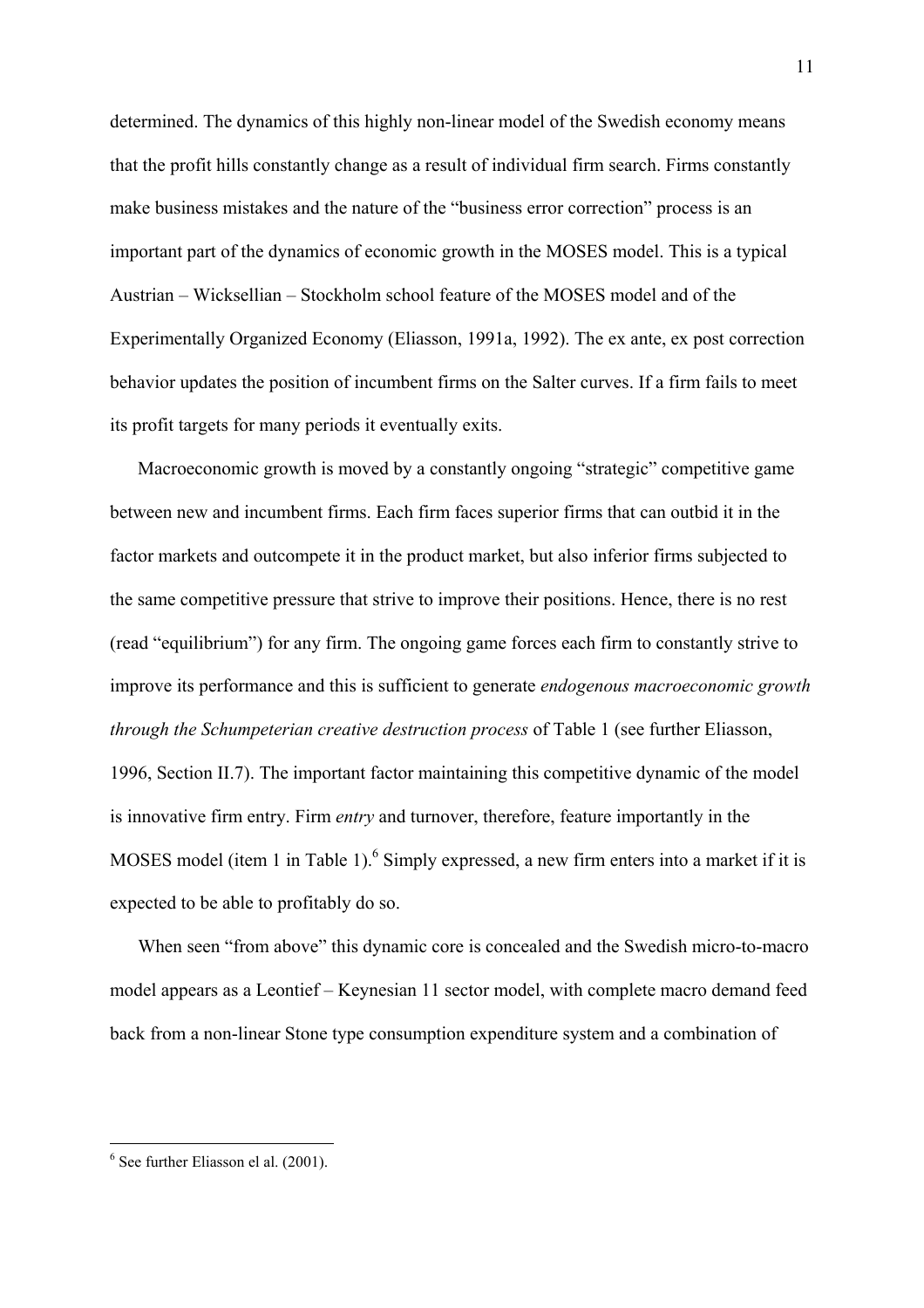determined. The dynamics of this highly non-linear model of the Swedish economy means that the profit hills constantly change as a result of individual firm search. Firms constantly make business mistakes and the nature of the "business error correction" process is an important part of the dynamics of economic growth in the MOSES model. This is a typical Austrian – Wicksellian – Stockholm school feature of the MOSES model and of the Experimentally Organized Economy (Eliasson, 1991a, 1992). The ex ante, ex post correction behavior updates the position of incumbent firms on the Salter curves. If a firm fails to meet its profit targets for many periods it eventually exits.

Macroeconomic growth is moved by a constantly ongoing "strategic" competitive game between new and incumbent firms. Each firm faces superior firms that can outbid it in the factor markets and outcompete it in the product market, but also inferior firms subjected to the same competitive pressure that strive to improve their positions. Hence, there is no rest (read "equilibrium") for any firm. The ongoing game forces each firm to constantly strive to improve its performance and this is sufficient to generate *endogenous macroeconomic growth through the Schumpeterian creative destruction process* of Table 1 (see further Eliasson, 1996, Section II.7). The important factor maintaining this competitive dynamic of the model is innovative firm entry. Firm *entry* and turnover, therefore, feature importantly in the MOSES model (item 1 in Table 1).[6] Simply expressed, a new firm enters into a market if it is expected to be able to profitably do so.

When seen "from above" this dynamic core is concealed and the Swedish micro-to-macro model appears as a Leontief – Keynesian 11 sector model, with complete macro demand feed back from a non-linear Stone type consumption expenditure system and a combination of

[6] See further Eliasson el al. (2001).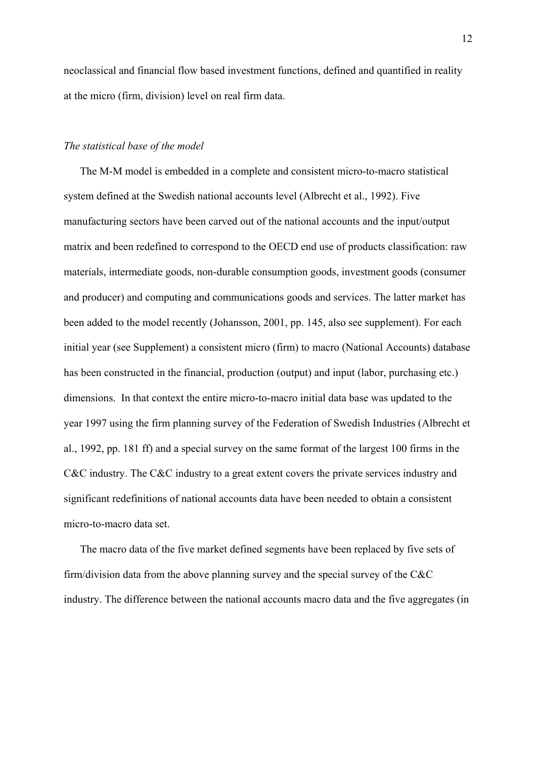neoclassical and financial flow based investment functions, defined and quantified in reality at the micro (firm, division) level on real firm data.

*The statistical base of the model*

The M-M model is embedded in a complete and consistent micro-to-macro statistical system defined at the Swedish national accounts level (Albrecht et al., 1992). Five manufacturing sectors have been carved out of the national accounts and the input/output matrix and been redefined to correspond to the OECD end use of products classification: raw materials, intermediate goods, non-durable consumption goods, investment goods (consumer and producer) and computing and communications goods and services. The latter market has been added to the model recently (Johansson, 2001, pp. 145, also see supplement). For each initial year (see Supplement) a consistent micro (firm) to macro (National Accounts) database has been constructed in the financial, production (output) and input (labor, purchasing etc.) dimensions. In that context the entire micro-to-macro initial data base was updated to the year 1997 using the firm planning survey of the Federation of Swedish Industries (Albrecht et al., 1992, pp. 181 ff) and a special survey on the same format of the largest 100 firms in the C&C industry. The C&C industry to a great extent covers the private services industry and significant redefinitions of national accounts data have been needed to obtain a consistent micro-to-macro data set.

The macro data of the five market defined segments have been replaced by five sets of firm/division data from the above planning survey and the special survey of the C&C industry. The difference between the national accounts macro data and the five aggregates (in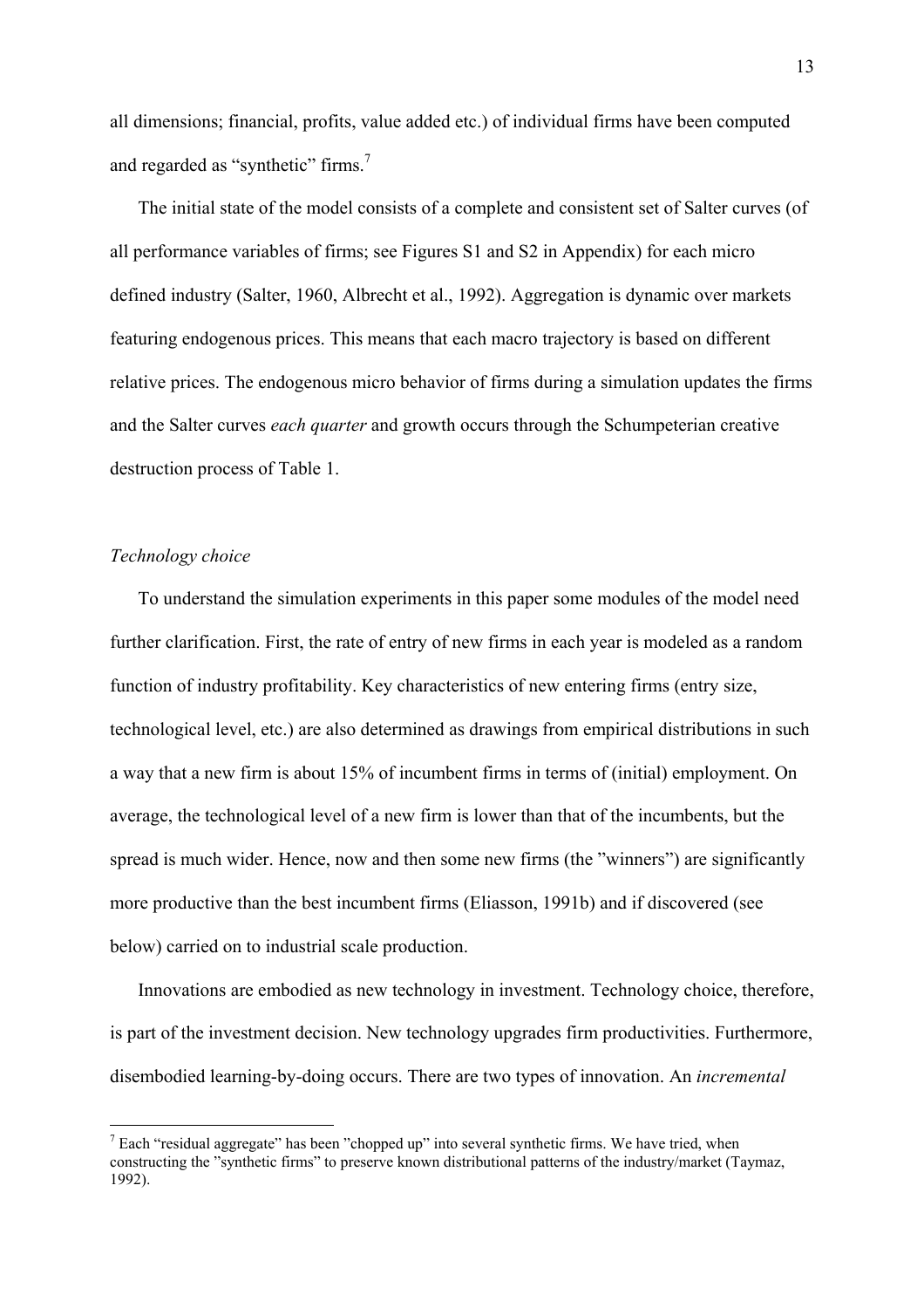all dimensions; financial, profits, value added etc.) of individual firms have been computed and regarded as “synthetic” firms.[7]

The initial state of the model consists of a complete and consistent set of Salter curves (of all performance variables of firms; see Figures S1 and S2 in Appendix) for each micro defined industry (Salter, 1960, Albrecht et al., 1992). Aggregation is dynamic over markets featuring endogenous prices. This means that each macro trajectory is based on different relative prices. The endogenous micro behavior of firms during a simulation updates the firms and the Salter curves *each quarter* and growth occurs through the Schumpeterian creative destruction process of Table 1.

*Technology choice*

To understand the simulation experiments in this paper some modules of the model need further clarification. First, the rate of entry of new firms in each year is modeled as a random function of industry profitability. Key characteristics of new entering firms (entry size, technological level, etc.) are also determined as drawings from empirical distributions in such a way that a new firm is about 15% of incumbent firms in terms of (initial) employment. On average, the technological level of a new firm is lower than that of the incumbents, but the spread is much wider. Hence, now and then some new firms (the ”winners”) are significantly more productive than the best incumbent firms (Eliasson, 1991b) and if discovered (see below) carried on to industrial scale production.

Innovations are embodied as new technology in investment. Technology choice, therefore, is part of the investment decision. New technology upgrades firm productivities. Furthermore, disembodied learning-by-doing occurs. There are two types of innovation. An *incremental*

[7] Each “residual aggregate” has been ”chopped up” into several synthetic firms. We have tried, when constructing the ”synthetic firms” to preserve known distributional patterns of the industry/market (Taymaz, 1992).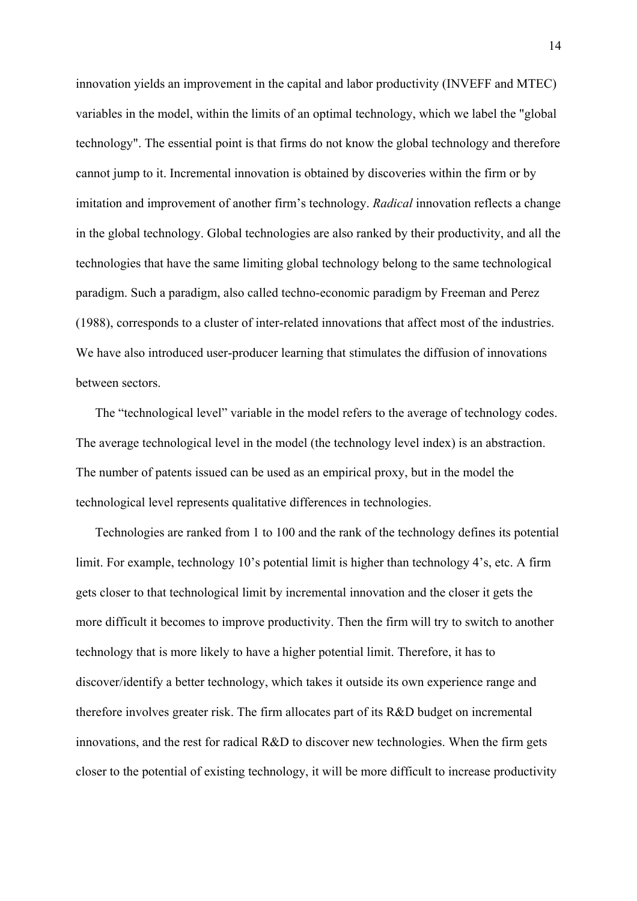innovation yields an improvement in the capital and labor productivity (INVEFF and MTEC) variables in the model, within the limits of an optimal technology, which we label the "global technology". The essential point is that firms do not know the global technology and therefore cannot jump to it. Incremental innovation is obtained by discoveries within the firm or by imitation and improvement of another firm's technology. *Radical* innovation reflects a change in the global technology. Global technologies are also ranked by their productivity, and all the technologies that have the same limiting global technology belong to the same technological paradigm. Such a paradigm, also called techno-economic paradigm by Freeman and Perez (1988), corresponds to a cluster of inter-related innovations that affect most of the industries. We have also introduced user-producer learning that stimulates the diffusion of innovations between sectors.

The "technological level" variable in the model refers to the average of technology codes. The average technological level in the model (the technology level index) is an abstraction. The number of patents issued can be used as an empirical proxy, but in the model the technological level represents qualitative differences in technologies.

Technologies are ranked from 1 to 100 and the rank of the technology defines its potential limit. For example, technology 10's potential limit is higher than technology 4's, etc. A firm gets closer to that technological limit by incremental innovation and the closer it gets the more difficult it becomes to improve productivity. Then the firm will try to switch to another technology that is more likely to have a higher potential limit. Therefore, it has to discover/identify a better technology, which takes it outside its own experience range and therefore involves greater risk. The firm allocates part of its R&D budget on incremental innovations, and the rest for radical R&D to discover new technologies. When the firm gets closer to the potential of existing technology, it will be more difficult to increase productivity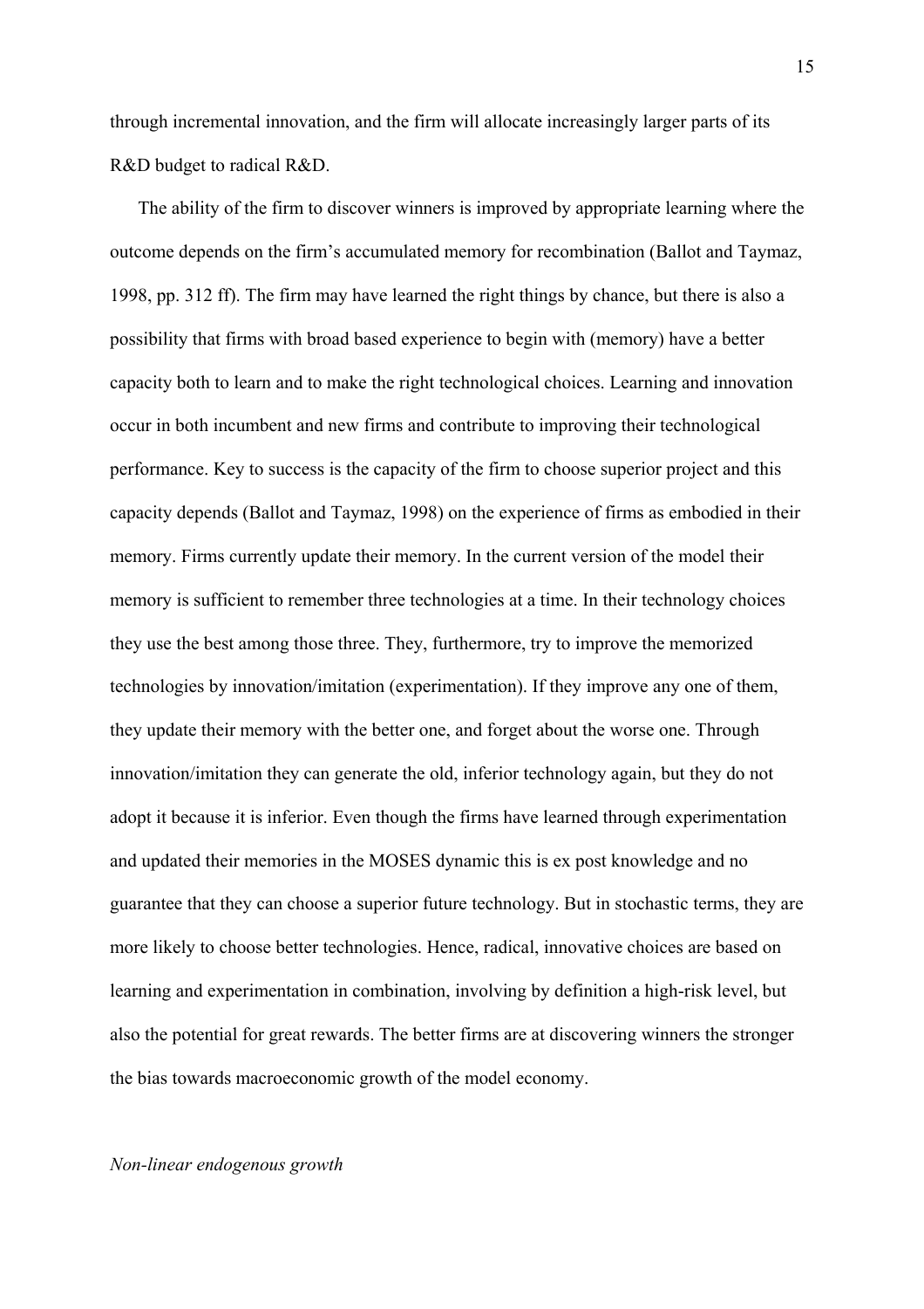through incremental innovation, and the firm will allocate increasingly larger parts of its R&D budget to radical R&D.

The ability of the firm to discover winners is improved by appropriate learning where the outcome depends on the firm's accumulated memory for recombination (Ballot and Taymaz, 1998, pp. 312 ff). The firm may have learned the right things by chance, but there is also a possibility that firms with broad based experience to begin with (memory) have a better capacity both to learn and to make the right technological choices. Learning and innovation occur in both incumbent and new firms and contribute to improving their technological performance. Key to success is the capacity of the firm to choose superior project and this capacity depends (Ballot and Taymaz, 1998) on the experience of firms as embodied in their memory. Firms currently update their memory. In the current version of the model their memory is sufficient to remember three technologies at a time. In their technology choices they use the best among those three. They, furthermore, try to improve the memorized technologies by innovation/imitation (experimentation). If they improve any one of them, they update their memory with the better one, and forget about the worse one. Through innovation/imitation they can generate the old, inferior technology again, but they do not adopt it because it is inferior. Even though the firms have learned through experimentation and updated their memories in the MOSES dynamic this is ex post knowledge and no guarantee that they can choose a superior future technology. But in stochastic terms, they are more likely to choose better technologies. Hence, radical, innovative choices are based on learning and experimentation in combination, involving by definition a high-risk level, but also the potential for great rewards. The better firms are at discovering winners the stronger the bias towards macroeconomic growth of the model economy.

*Non-linear endogenous growth*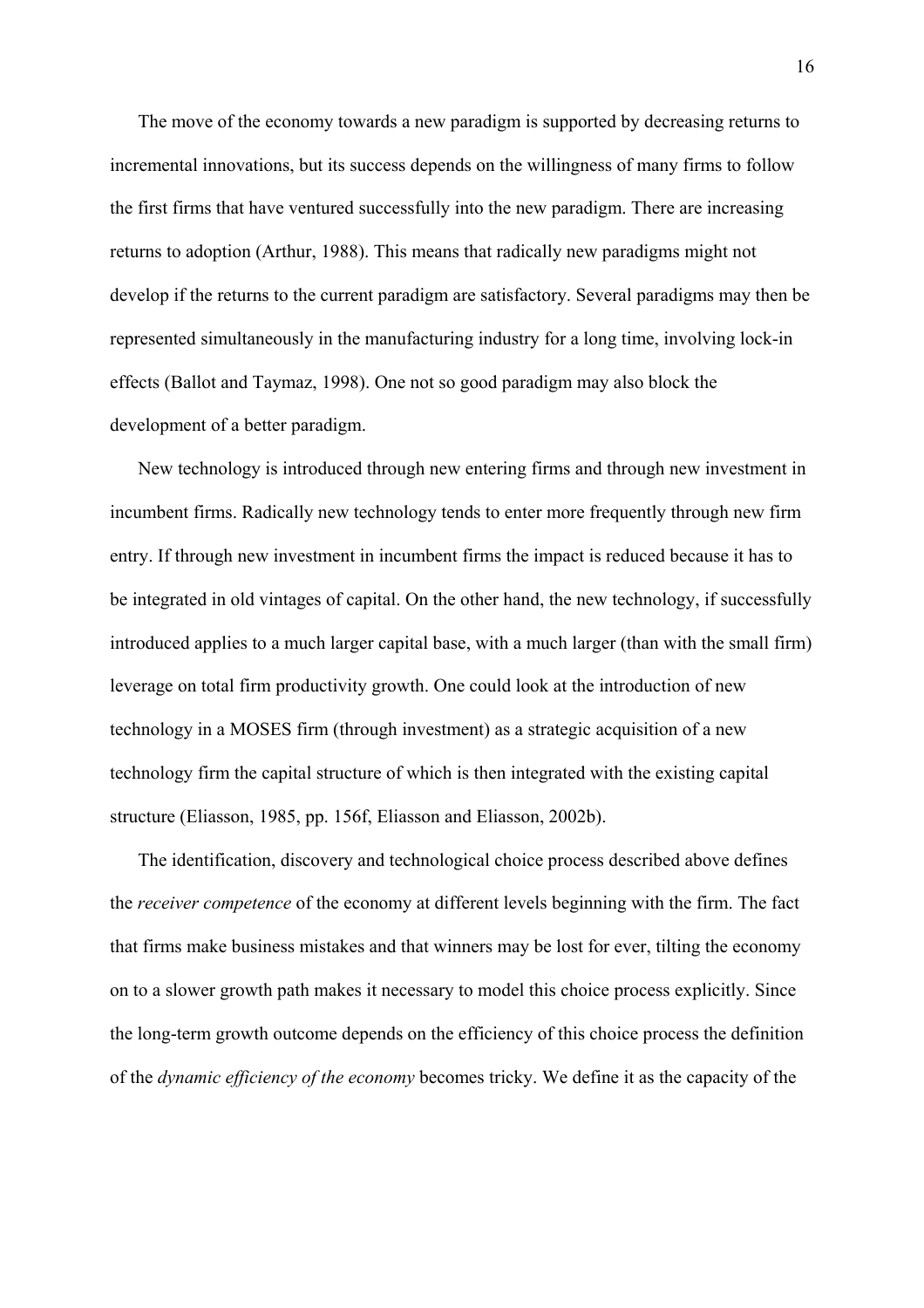The move of the economy towards a new paradigm is supported by decreasing returns to incremental innovations, but its success depends on the willingness of many firms to follow the first firms that have ventured successfully into the new paradigm. There are increasing returns to adoption (Arthur, 1988). This means that radically new paradigms might not develop if the returns to the current paradigm are satisfactory. Several paradigms may then be represented simultaneously in the manufacturing industry for a long time, involving lock-in effects (Ballot and Taymaz, 1998). One not so good paradigm may also block the development of a better paradigm.

New technology is introduced through new entering firms and through new investment in incumbent firms. Radically new technology tends to enter more frequently through new firm entry. If through new investment in incumbent firms the impact is reduced because it has to be integrated in old vintages of capital. On the other hand, the new technology, if successfully introduced applies to a much larger capital base, with a much larger (than with the small firm) leverage on total firm productivity growth. One could look at the introduction of new technology in a MOSES firm (through investment) as a strategic acquisition of a new technology firm the capital structure of which is then integrated with the existing capital structure (Eliasson, 1985, pp. 156f, Eliasson and Eliasson, 2002b).

The identification, discovery and technological choice process described above defines the *receiver competence* of the economy at different levels beginning with the firm. The fact that firms make business mistakes and that winners may be lost for ever, tilting the economy on to a slower growth path makes it necessary to model this choice process explicitly. Since the long-term growth outcome depends on the efficiency of this choice process the definition of the *dynamic efficiency of the economy* becomes tricky. We define it as the capacity of the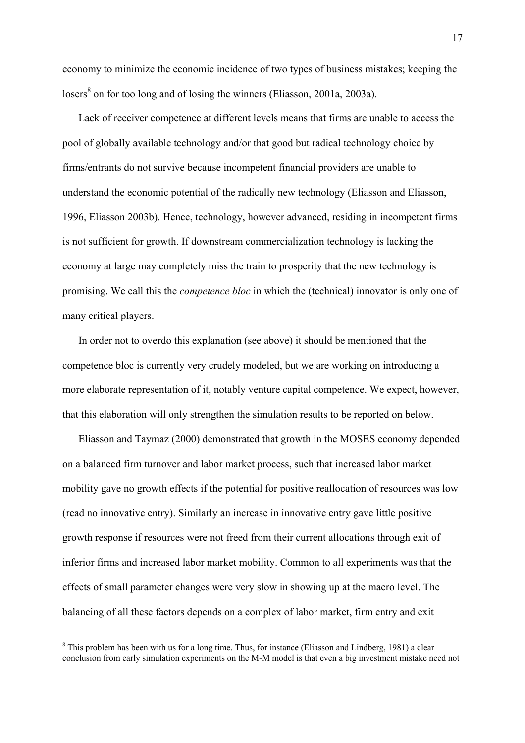economy to minimize the economic incidence of two types of business mistakes; keeping the losers[8] on for too long and of losing the winners (Eliasson, 2001a, 2003a).

Lack of receiver competence at different levels means that firms are unable to access the pool of globally available technology and/or that good but radical technology choice by firms/entrants do not survive because incompetent financial providers are unable to understand the economic potential of the radically new technology (Eliasson and Eliasson, 1996, Eliasson 2003b). Hence, technology, however advanced, residing in incompetent firms is not sufficient for growth. If downstream commercialization technology is lacking the economy at large may completely miss the train to prosperity that the new technology is promising. We call this the *competence bloc* in which the (technical) innovator is only one of many critical players.

In order not to overdo this explanation (see above) it should be mentioned that the competence bloc is currently very crudely modeled, but we are working on introducing a more elaborate representation of it, notably venture capital competence. We expect, however, that this elaboration will only strengthen the simulation results to be reported on below.

Eliasson and Taymaz (2000) demonstrated that growth in the MOSES economy depended on a balanced firm turnover and labor market process, such that increased labor market mobility gave no growth effects if the potential for positive reallocation of resources was low (read no innovative entry). Similarly an increase in innovative entry gave little positive growth response if resources were not freed from their current allocations through exit of inferior firms and increased labor market mobility. Common to all experiments was that the effects of small parameter changes were very slow in showing up at the macro level. The balancing of all these factors depends on a complex of labor market, firm entry and exit

[8] This problem has been with us for a long time. Thus, for instance (Eliasson and Lindberg, 1981) a clear conclusion from early simulation experiments on the M-M model is that even a big investment mistake need not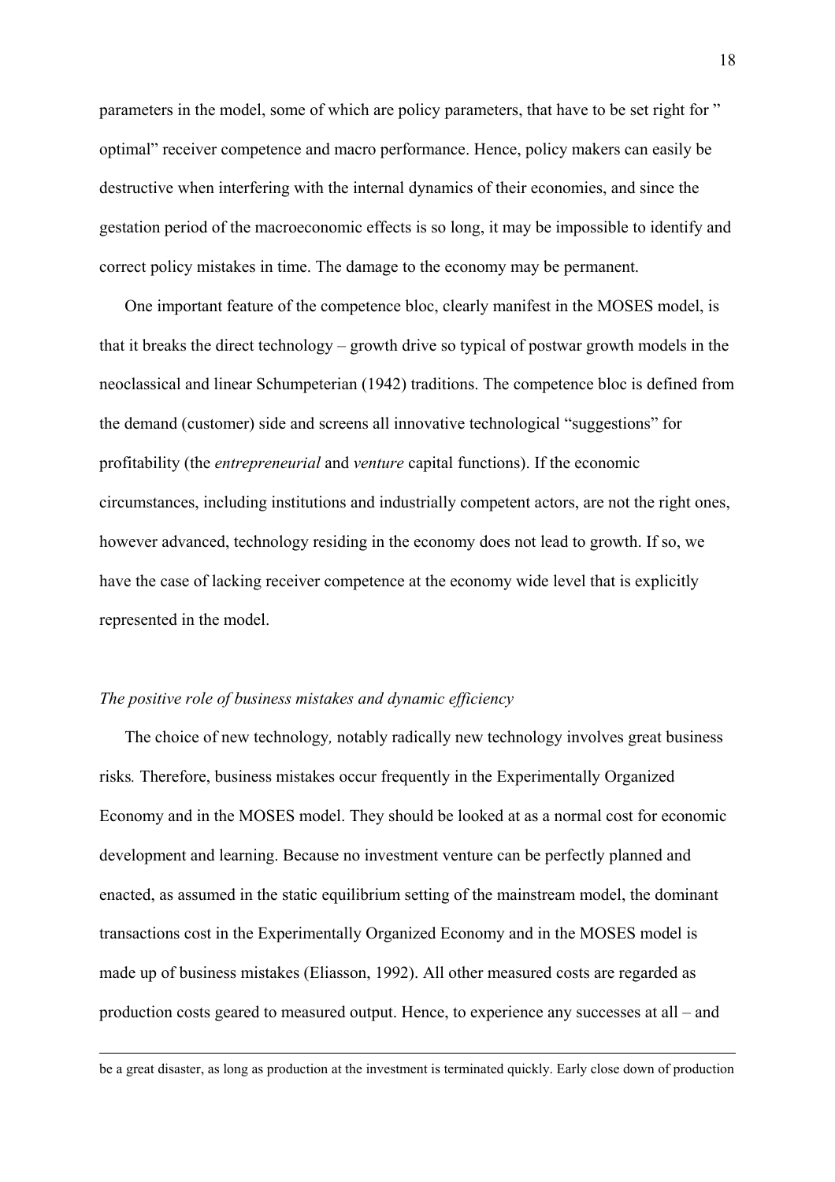parameters in the model, some of which are policy parameters, that have to be set right for " optimal" receiver competence and macro performance. Hence, policy makers can easily be destructive when interfering with the internal dynamics of their economies, and since the gestation period of the macroeconomic effects is so long, it may be impossible to identify and correct policy mistakes in time. The damage to the economy may be permanent.

One important feature of the competence bloc, clearly manifest in the MOSES model, is that it breaks the direct technology – growth drive so typical of postwar growth models in the neoclassical and linear Schumpeterian (1942) traditions. The competence bloc is defined from the demand (customer) side and screens all innovative technological "suggestions" for profitability (the *entrepreneurial* and *venture* capital functions). If the economic circumstances, including institutions and industrially competent actors, are not the right ones, however advanced, technology residing in the economy does not lead to growth. If so, we have the case of lacking receiver competence at the economy wide level that is explicitly represented in the model.

*The positive role of business mistakes and dynamic efficiency*

The choice of new technology*,* notably radically new technology involves great business risks*.* Therefore, business mistakes occur frequently in the Experimentally Organized Economy and in the MOSES model. They should be looked at as a normal cost for economic development and learning. Because no investment venture can be perfectly planned and enacted, as assumed in the static equilibrium setting of the mainstream model, the dominant transactions cost in the Experimentally Organized Economy and in the MOSES model is made up of business mistakes (Eliasson, 1992). All other measured costs are regarded as production costs geared to measured output. Hence, to experience any successes at all – and

---

be a great disaster, as long as production at the investment is terminated quickly. Early close down of production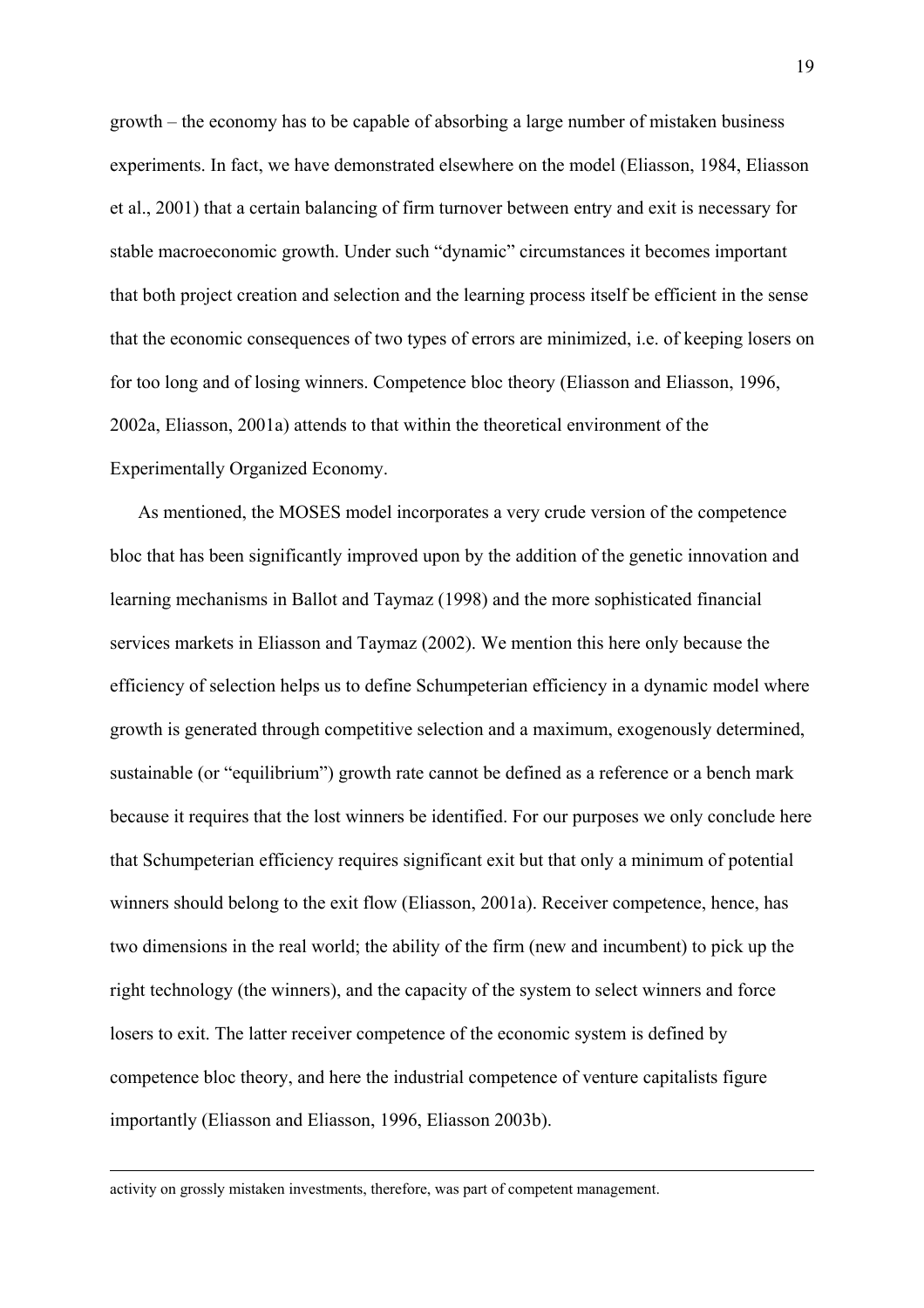growth – the economy has to be capable of absorbing a large number of mistaken business experiments. In fact, we have demonstrated elsewhere on the model (Eliasson, 1984, Eliasson et al., 2001) that a certain balancing of firm turnover between entry and exit is necessary for stable macroeconomic growth. Under such "dynamic" circumstances it becomes important that both project creation and selection and the learning process itself be efficient in the sense that the economic consequences of two types of errors are minimized, i.e. of keeping losers on for too long and of losing winners. Competence bloc theory (Eliasson and Eliasson, 1996, 2002a, Eliasson, 2001a) attends to that within the theoretical environment of the Experimentally Organized Economy.

As mentioned, the MOSES model incorporates a very crude version of the competence bloc that has been significantly improved upon by the addition of the genetic innovation and learning mechanisms in Ballot and Taymaz (1998) and the more sophisticated financial services markets in Eliasson and Taymaz (2002). We mention this here only because the efficiency of selection helps us to define Schumpeterian efficiency in a dynamic model where growth is generated through competitive selection and a maximum, exogenously determined, sustainable (or "equilibrium") growth rate cannot be defined as a reference or a bench mark because it requires that the lost winners be identified. For our purposes we only conclude here that Schumpeterian efficiency requires significant exit but that only a minimum of potential winners should belong to the exit flow (Eliasson, 2001a). Receiver competence, hence, has two dimensions in the real world; the ability of the firm (new and incumbent) to pick up the right technology (the winners), and the capacity of the system to select winners and force losers to exit. The latter receiver competence of the economic system is defined by competence bloc theory, and here the industrial competence of venture capitalists figure importantly (Eliasson and Eliasson, 1996, Eliasson 2003b).

---

activity on grossly mistaken investments, therefore, was part of competent management.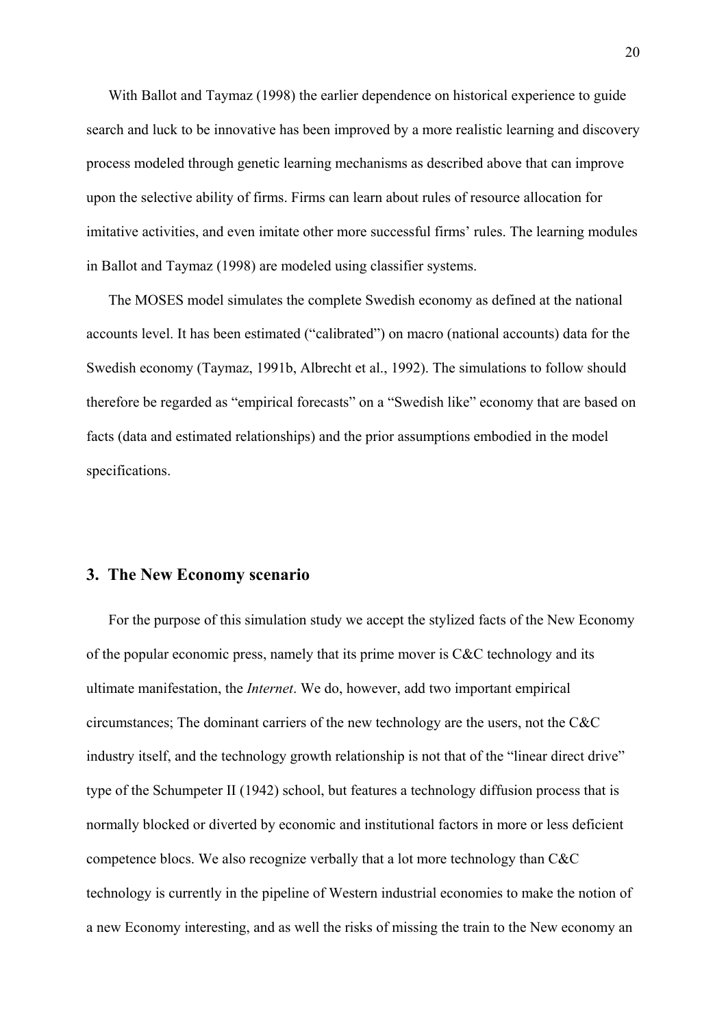With Ballot and Taymaz (1998) the earlier dependence on historical experience to guide search and luck to be innovative has been improved by a more realistic learning and discovery process modeled through genetic learning mechanisms as described above that can improve upon the selective ability of firms. Firms can learn about rules of resource allocation for imitative activities, and even imitate other more successful firms' rules. The learning modules in Ballot and Taymaz (1998) are modeled using classifier systems.

The MOSES model simulates the complete Swedish economy as defined at the national accounts level. It has been estimated ("calibrated") on macro (national accounts) data for the Swedish economy (Taymaz, 1991b, Albrecht et al., 1992). The simulations to follow should therefore be regarded as "empirical forecasts" on a "Swedish like" economy that are based on facts (data and estimated relationships) and the prior assumptions embodied in the model specifications.

## 3. The New Economy scenario

For the purpose of this simulation study we accept the stylized facts of the New Economy of the popular economic press, namely that its prime mover is C&C technology and its ultimate manifestation, the *Internet*. We do, however, add two important empirical circumstances; The dominant carriers of the new technology are the users, not the C&C industry itself, and the technology growth relationship is not that of the "linear direct drive" type of the Schumpeter II (1942) school, but features a technology diffusion process that is normally blocked or diverted by economic and institutional factors in more or less deficient competence blocs. We also recognize verbally that a lot more technology than C&C technology is currently in the pipeline of Western industrial economies to make the notion of a new Economy interesting, and as well the risks of missing the train to the New economy an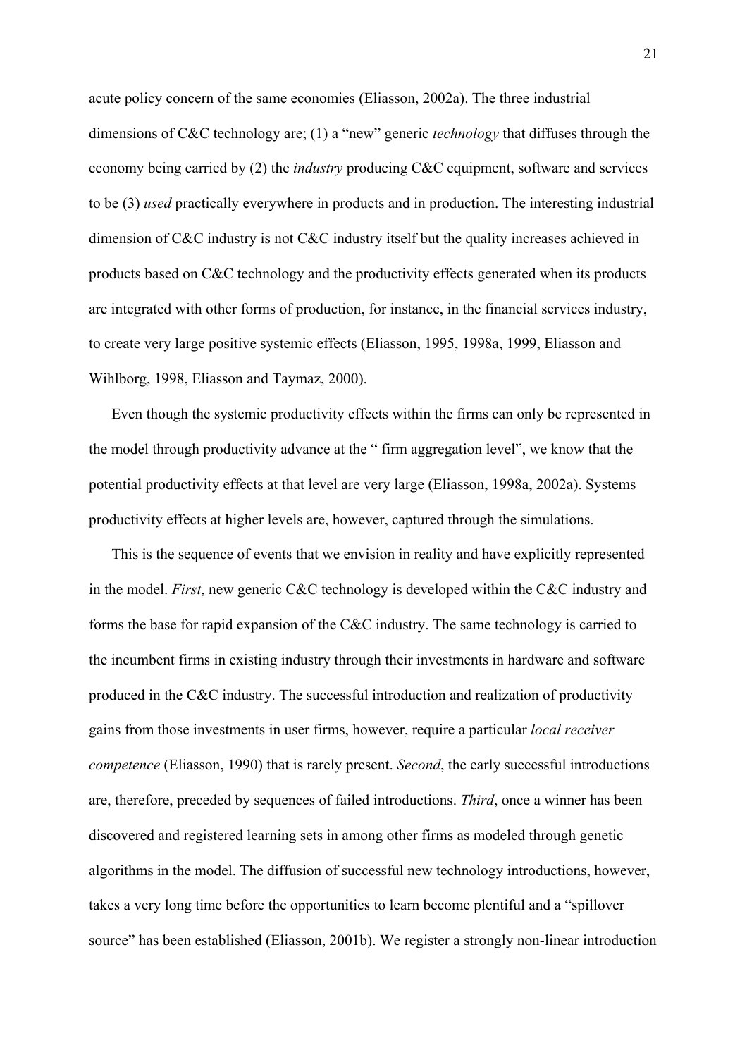acute policy concern of the same economies (Eliasson, 2002a). The three industrial dimensions of C&C technology are; (1) a "new" generic *technology* that diffuses through the economy being carried by (2) the *industry* producing C&C equipment, software and services to be (3) *used* practically everywhere in products and in production. The interesting industrial dimension of C&C industry is not C&C industry itself but the quality increases achieved in products based on C&C technology and the productivity effects generated when its products are integrated with other forms of production, for instance, in the financial services industry, to create very large positive systemic effects (Eliasson, 1995, 1998a, 1999, Eliasson and Wihlborg, 1998, Eliasson and Taymaz, 2000).

Even though the systemic productivity effects within the firms can only be represented in the model through productivity advance at the " firm aggregation level", we know that the potential productivity effects at that level are very large (Eliasson, 1998a, 2002a). Systems productivity effects at higher levels are, however, captured through the simulations.

This is the sequence of events that we envision in reality and have explicitly represented in the model. *First*, new generic C&C technology is developed within the C&C industry and forms the base for rapid expansion of the C&C industry. The same technology is carried to the incumbent firms in existing industry through their investments in hardware and software produced in the C&C industry. The successful introduction and realization of productivity gains from those investments in user firms, however, require a particular *local receiver competence* (Eliasson, 1990) that is rarely present. *Second*, the early successful introductions are, therefore, preceded by sequences of failed introductions. *Third*, once a winner has been discovered and registered learning sets in among other firms as modeled through genetic algorithms in the model. The diffusion of successful new technology introductions, however, takes a very long time before the opportunities to learn become plentiful and a "spillover source" has been established (Eliasson, 2001b). We register a strongly non-linear introduction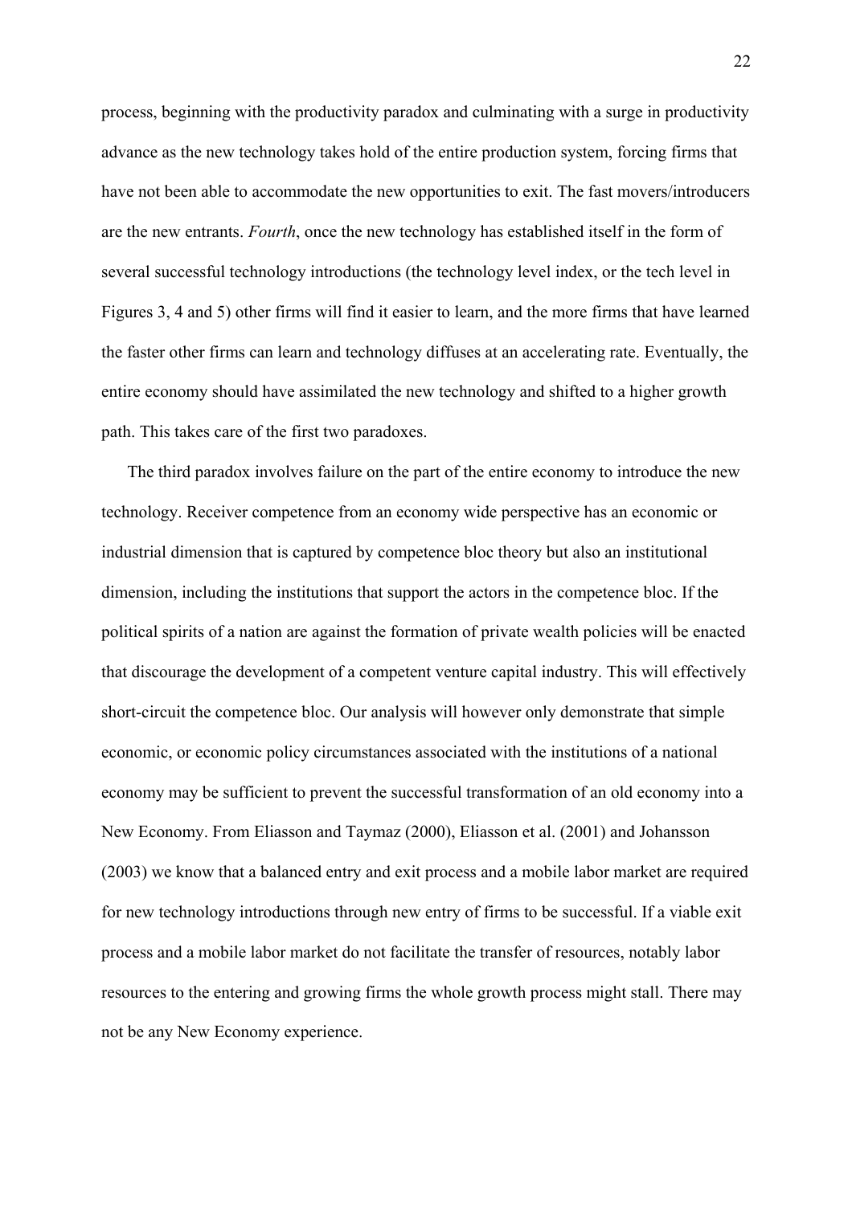process, beginning with the productivity paradox and culminating with a surge in productivity advance as the new technology takes hold of the entire production system, forcing firms that have not been able to accommodate the new opportunities to exit. The fast movers/introducers are the new entrants. *Fourth*, once the new technology has established itself in the form of several successful technology introductions (the technology level index, or the tech level in Figures 3, 4 and 5) other firms will find it easier to learn, and the more firms that have learned the faster other firms can learn and technology diffuses at an accelerating rate. Eventually, the entire economy should have assimilated the new technology and shifted to a higher growth path. This takes care of the first two paradoxes.

The third paradox involves failure on the part of the entire economy to introduce the new technology. Receiver competence from an economy wide perspective has an economic or industrial dimension that is captured by competence bloc theory but also an institutional dimension, including the institutions that support the actors in the competence bloc. If the political spirits of a nation are against the formation of private wealth policies will be enacted that discourage the development of a competent venture capital industry. This will effectively short-circuit the competence bloc. Our analysis will however only demonstrate that simple economic, or economic policy circumstances associated with the institutions of a national economy may be sufficient to prevent the successful transformation of an old economy into a New Economy. From Eliasson and Taymaz (2000), Eliasson et al. (2001) and Johansson (2003) we know that a balanced entry and exit process and a mobile labor market are required for new technology introductions through new entry of firms to be successful. If a viable exit process and a mobile labor market do not facilitate the transfer of resources, notably labor resources to the entering and growing firms the whole growth process might stall. There may not be any New Economy experience.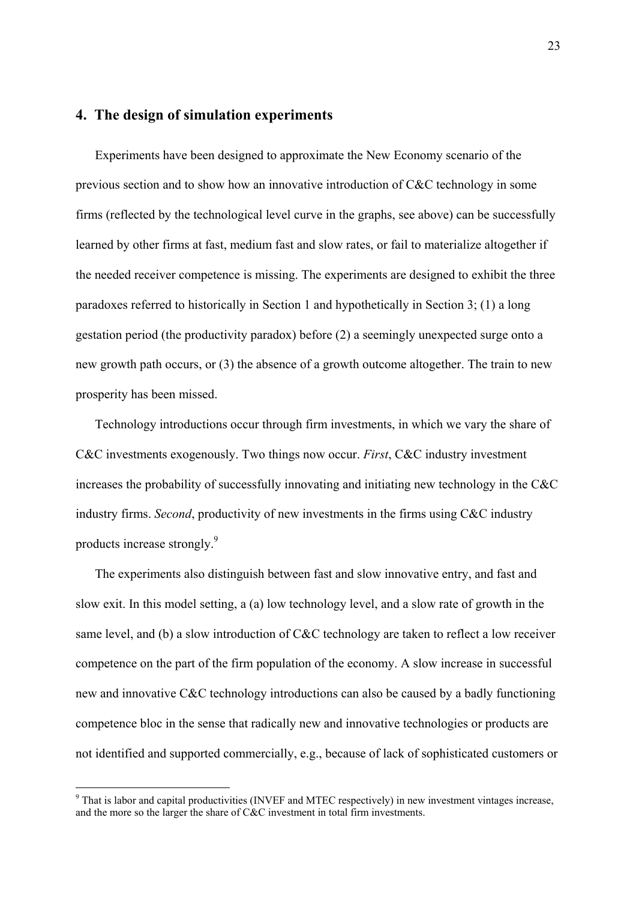## 4. The design of simulation experiments

Experiments have been designed to approximate the New Economy scenario of the previous section and to show how an innovative introduction of C&C technology in some firms (reflected by the technological level curve in the graphs, see above) can be successfully learned by other firms at fast, medium fast and slow rates, or fail to materialize altogether if the needed receiver competence is missing. The experiments are designed to exhibit the three paradoxes referred to historically in Section 1 and hypothetically in Section 3; (1) a long gestation period (the productivity paradox) before (2) a seemingly unexpected surge onto a new growth path occurs, or (3) the absence of a growth outcome altogether. The train to new prosperity has been missed.

Technology introductions occur through firm investments, in which we vary the share of C&C investments exogenously. Two things now occur. *First*, C&C industry investment increases the probability of successfully innovating and initiating new technology in the C&C industry firms. *Second*, productivity of new investments in the firms using C&C industry products increase strongly.[9]

The experiments also distinguish between fast and slow innovative entry, and fast and slow exit. In this model setting, a (a) low technology level, and a slow rate of growth in the same level, and (b) a slow introduction of C&C technology are taken to reflect a low receiver competence on the part of the firm population of the economy. A slow increase in successful new and innovative C&C technology introductions can also be caused by a badly functioning competence bloc in the sense that radically new and innovative technologies or products are not identified and supported commercially, e.g., because of lack of sophisticated customers or

[9] That is labor and capital productivities (INVEF and MTEC respectively) in new investment vintages increase, and the more so the larger the share of C&C investment in total firm investments.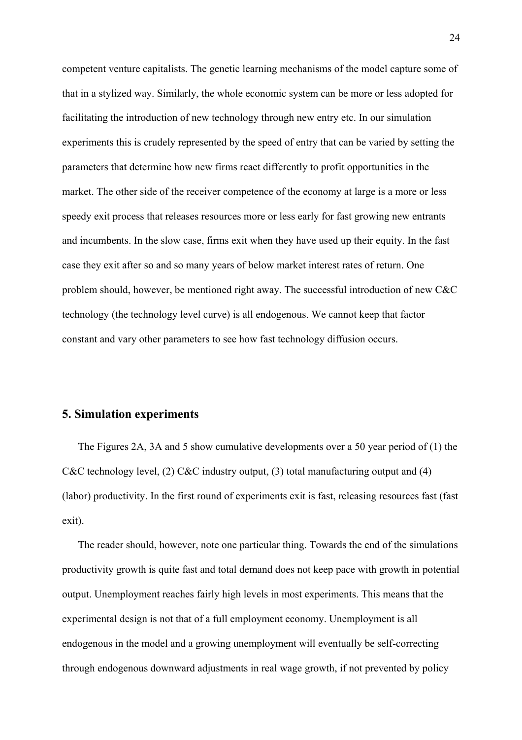competent venture capitalists. The genetic learning mechanisms of the model capture some of that in a stylized way. Similarly, the whole economic system can be more or less adopted for facilitating the introduction of new technology through new entry etc. In our simulation experiments this is crudely represented by the speed of entry that can be varied by setting the parameters that determine how new firms react differently to profit opportunities in the market. The other side of the receiver competence of the economy at large is a more or less speedy exit process that releases resources more or less early for fast growing new entrants and incumbents. In the slow case, firms exit when they have used up their equity. In the fast case they exit after so and so many years of below market interest rates of return. One problem should, however, be mentioned right away. The successful introduction of new C&C technology (the technology level curve) is all endogenous. We cannot keep that factor constant and vary other parameters to see how fast technology diffusion occurs.

## 5. Simulation experiments

The Figures 2A, 3A and 5 show cumulative developments over a 50 year period of (1) the C&C technology level, (2) C&C industry output, (3) total manufacturing output and (4) (labor) productivity. In the first round of experiments exit is fast, releasing resources fast (fast exit).

The reader should, however, note one particular thing. Towards the end of the simulations productivity growth is quite fast and total demand does not keep pace with growth in potential output. Unemployment reaches fairly high levels in most experiments. This means that the experimental design is not that of a full employment economy. Unemployment is all endogenous in the model and a growing unemployment will eventually be self-correcting through endogenous downward adjustments in real wage growth, if not prevented by policy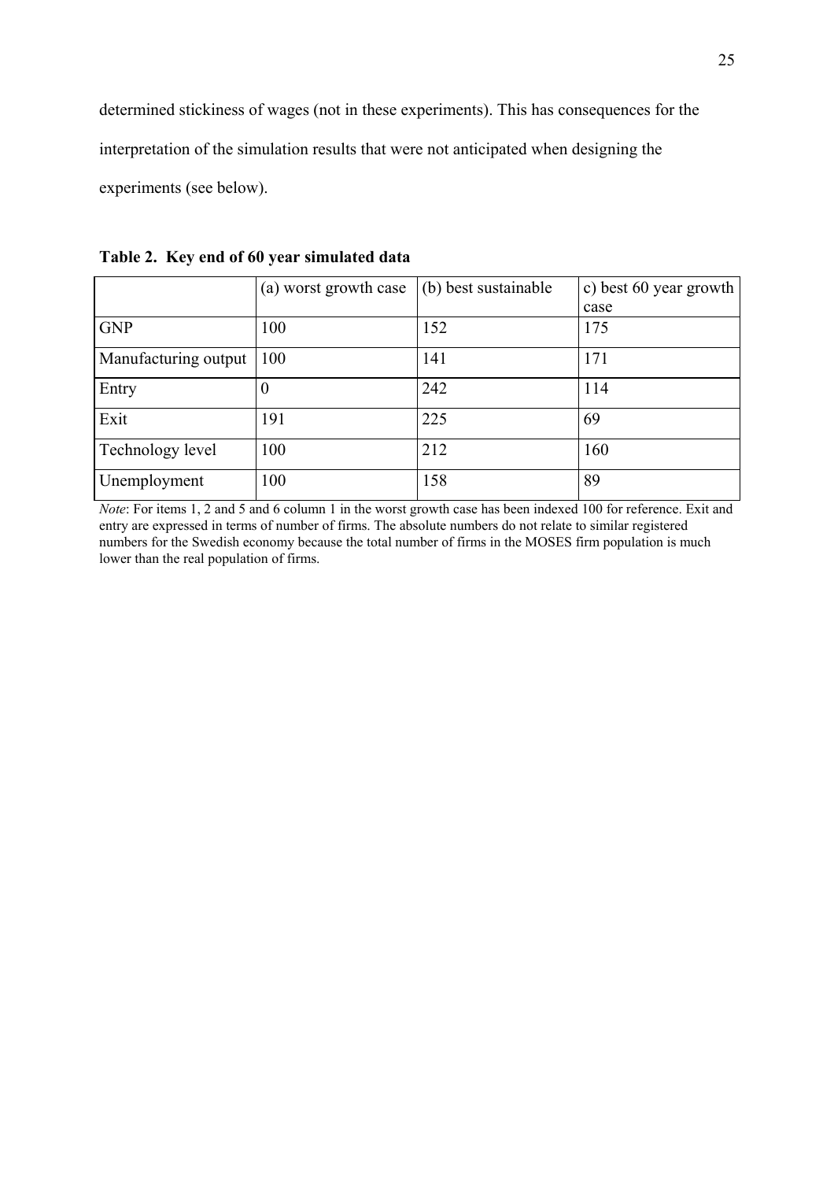determined stickiness of wages (not in these experiments). This has consequences for the interpretation of the simulation results that were not anticipated when designing the experiments (see below).

**Table 2. Key end of 60 year simulated data**

| | (a) worst growth case | (b) best sustainable | c) best 60 year growth case |
|---|---|---|---|
| GNP | 100 | 152 | 175 |
| Manufacturing output | 100 | 141 | 171 |
| Entry | 0 | 242 | 114 |
| Exit | 191 | 225 | 69 |
| Technology level | 100 | 212 | 160 |
| Unemployment | 100 | 158 | 89 |

*Note*: For items 1, 2 and 5 and 6 column 1 in the worst growth case has been indexed 100 for reference. Exit and entry are expressed in terms of number of firms. The absolute numbers do not relate to similar registered numbers for the Swedish economy because the total number of firms in the MOSES firm population is much lower than the real population of firms.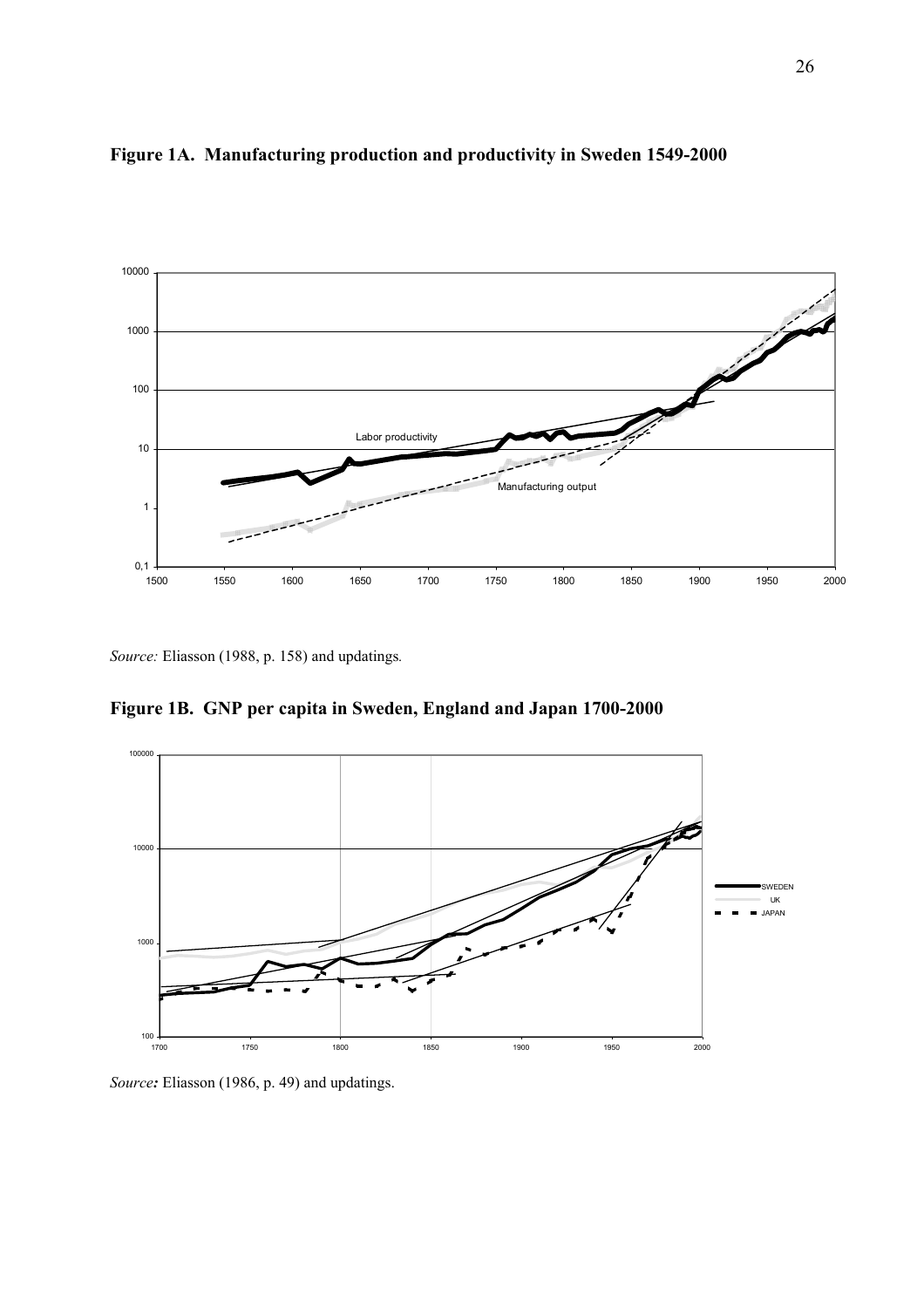**Figure 1A. Manufacturing production and productivity in Sweden 1549-2000**

*Source:* Eliasson (1988, p. 158) and updatings.

**Figure 1B. GNP per capita in Sweden, England and Japan 1700-2000**

***Source:*** Eliasson (1986, p. 49) and updatings.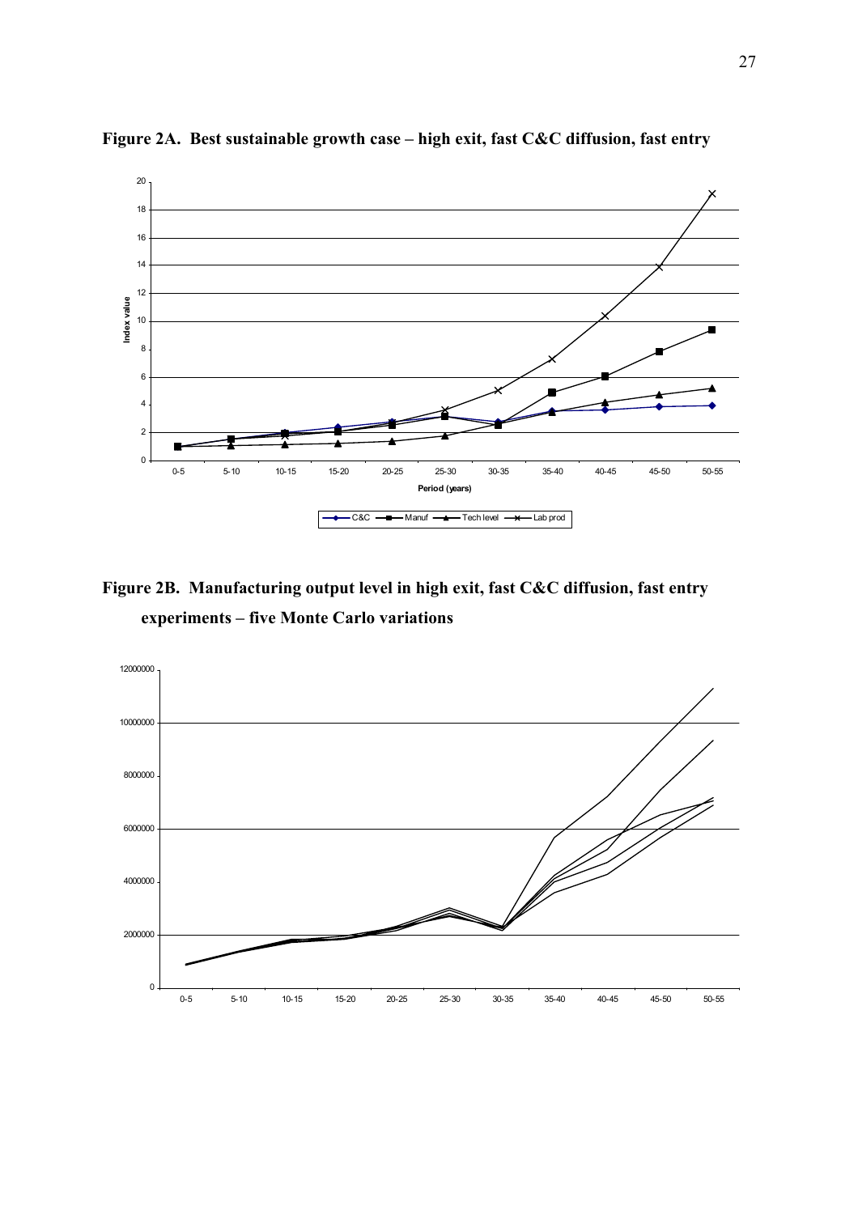**Figure 2A. Best sustainable growth case – high exit, fast C&C diffusion, fast entry**

**Figure 2B. Manufacturing output level in high exit, fast C&C diffusion, fast entry experiments – five Monte Carlo variations**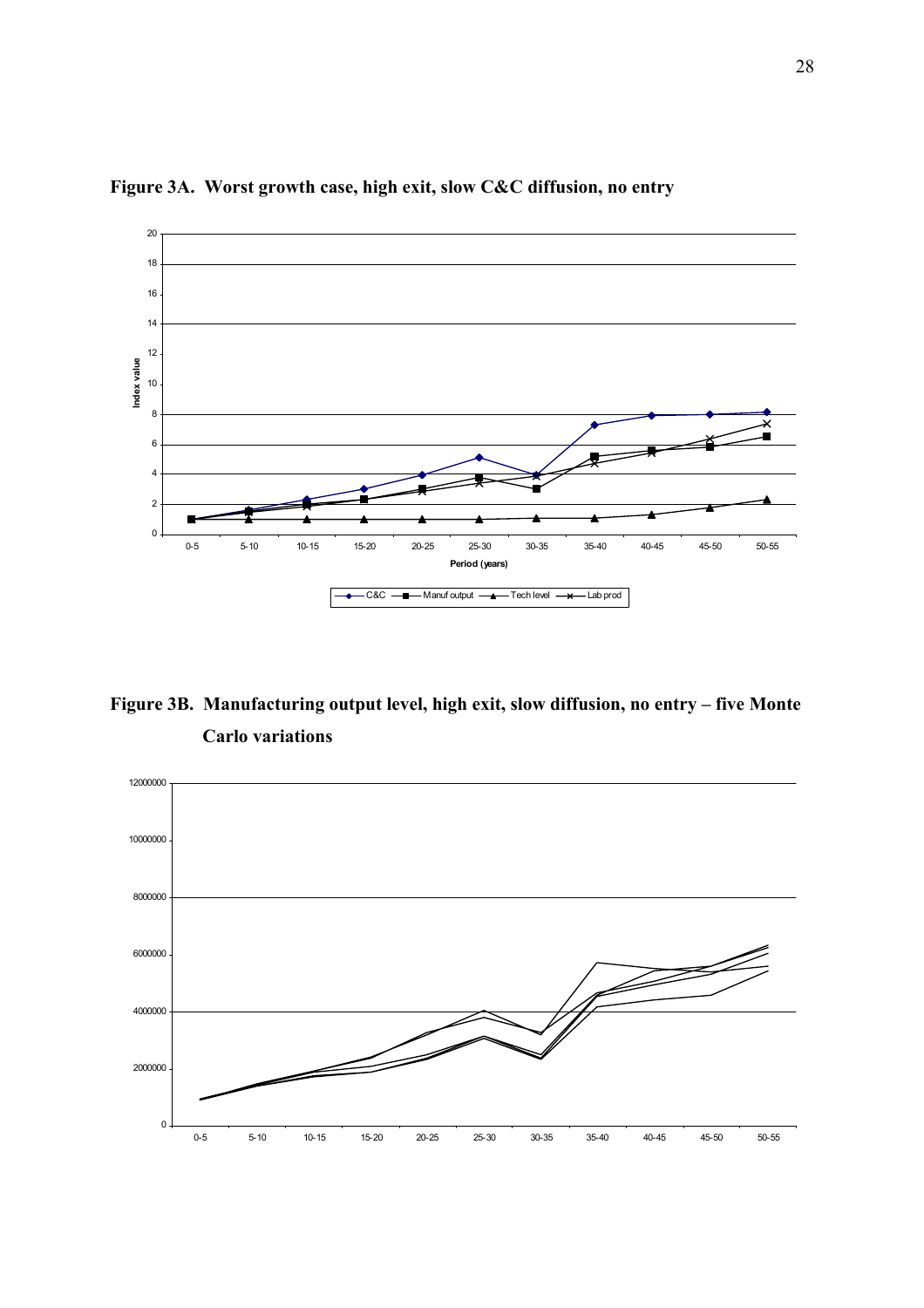**Figure 3A. Worst growth case, high exit, slow C&C diffusion, no entry**

**Figure 3B. Manufacturing output level, high exit, slow diffusion, no entry – five Monte Carlo variations**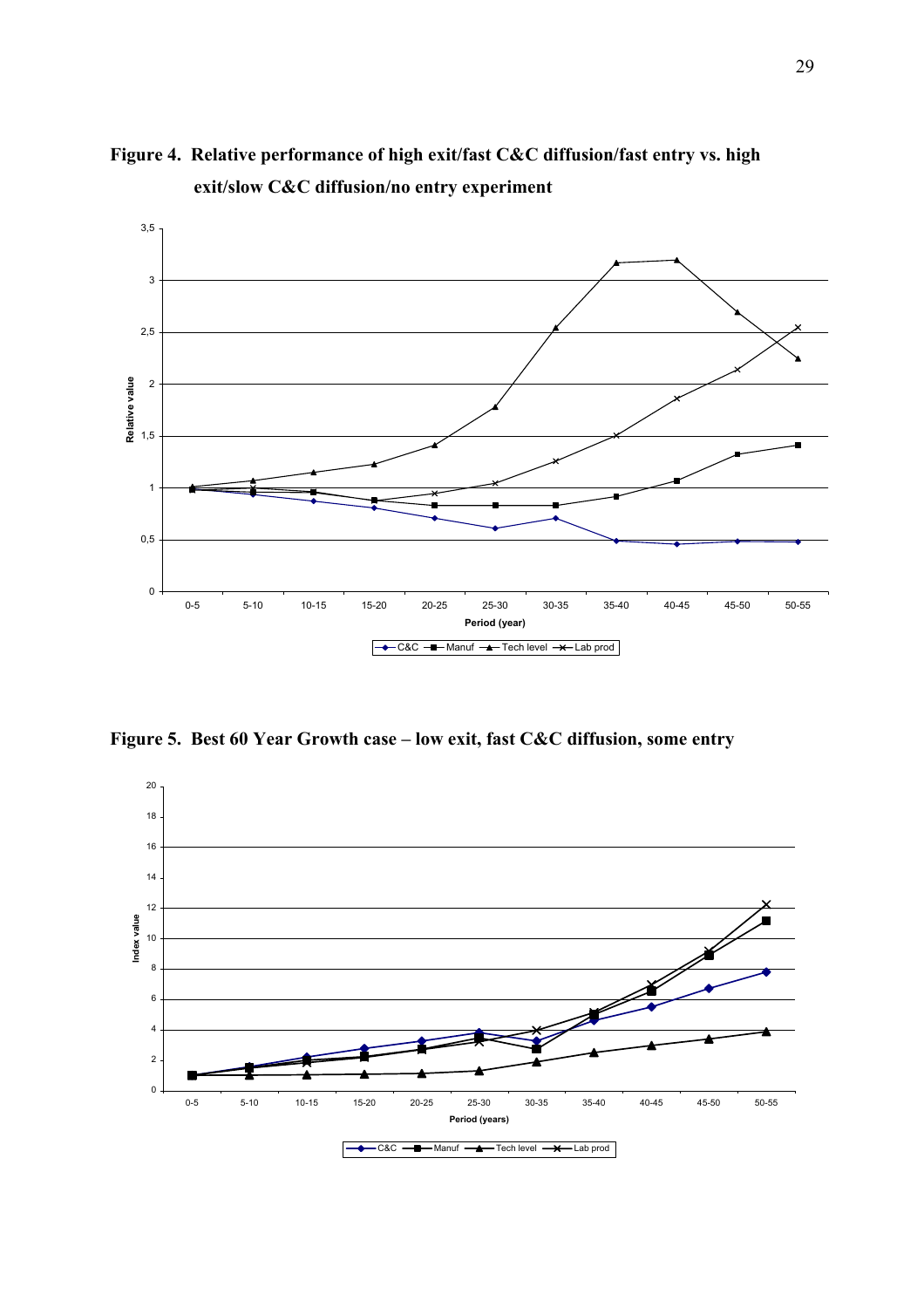**Figure 4. Relative performance of high exit/fast C&C diffusion/fast entry vs. high exit/slow C&C diffusion/no entry experiment**

**Figure 5. Best 60 Year Growth case – low exit, fast C&C diffusion, some entry**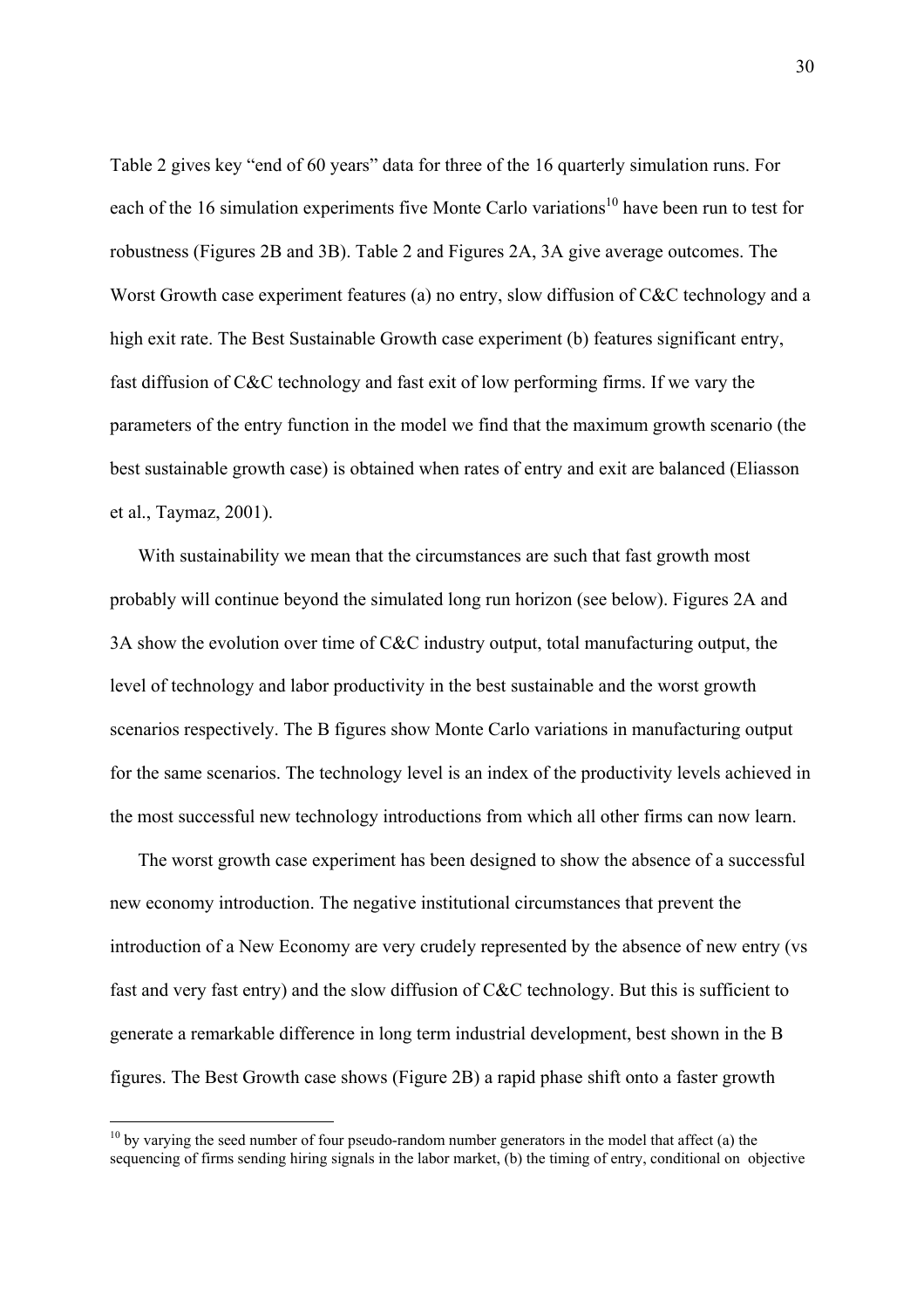Table 2 gives key "end of 60 years" data for three of the 16 quarterly simulation runs. For each of the 16 simulation experiments five Monte Carlo variations[10] have been run to test for robustness (Figures 2B and 3B). Table 2 and Figures 2A, 3A give average outcomes. The Worst Growth case experiment features (a) no entry, slow diffusion of C&C technology and a high exit rate. The Best Sustainable Growth case experiment (b) features significant entry, fast diffusion of C&C technology and fast exit of low performing firms. If we vary the parameters of the entry function in the model we find that the maximum growth scenario (the best sustainable growth case) is obtained when rates of entry and exit are balanced (Eliasson et al., Taymaz, 2001).

With sustainability we mean that the circumstances are such that fast growth most probably will continue beyond the simulated long run horizon (see below). Figures 2A and 3A show the evolution over time of C&C industry output, total manufacturing output, the level of technology and labor productivity in the best sustainable and the worst growth scenarios respectively. The B figures show Monte Carlo variations in manufacturing output for the same scenarios. The technology level is an index of the productivity levels achieved in the most successful new technology introductions from which all other firms can now learn.

The worst growth case experiment has been designed to show the absence of a successful new economy introduction. The negative institutional circumstances that prevent the introduction of a New Economy are very crudely represented by the absence of new entry (vs fast and very fast entry) and the slow diffusion of C&C technology. But this is sufficient to generate a remarkable difference in long term industrial development, best shown in the B figures. The Best Growth case shows (Figure 2B) a rapid phase shift onto a faster growth

[10] by varying the seed number of four pseudo-random number generators in the model that affect (a) the sequencing of firms sending hiring signals in the labor market, (b) the timing of entry, conditional on objective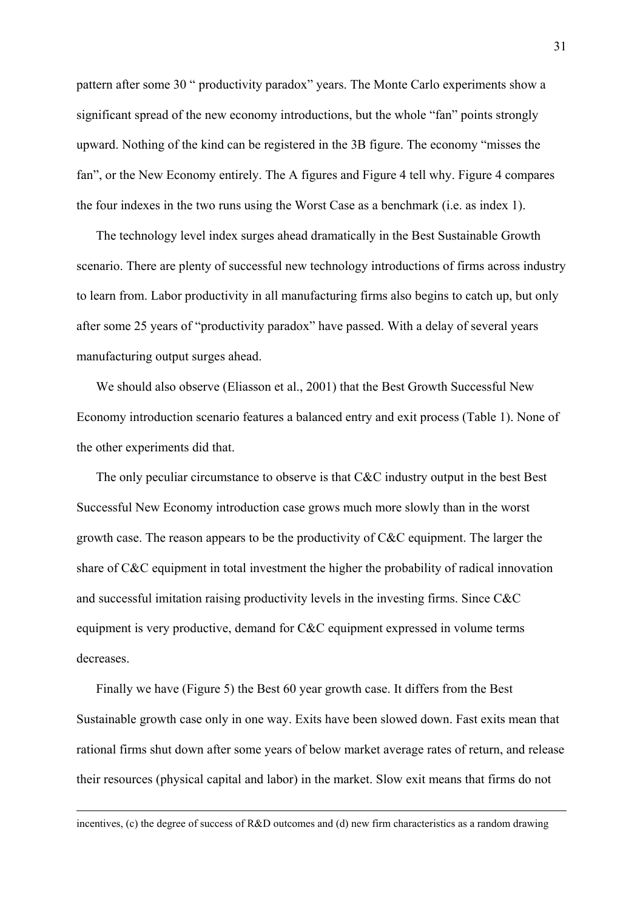pattern after some 30 " productivity paradox" years. The Monte Carlo experiments show a significant spread of the new economy introductions, but the whole "fan" points strongly upward. Nothing of the kind can be registered in the 3B figure. The economy "misses the fan", or the New Economy entirely. The A figures and Figure 4 tell why. Figure 4 compares the four indexes in the two runs using the Worst Case as a benchmark (i.e. as index 1).

The technology level index surges ahead dramatically in the Best Sustainable Growth scenario. There are plenty of successful new technology introductions of firms across industry to learn from. Labor productivity in all manufacturing firms also begins to catch up, but only after some 25 years of "productivity paradox" have passed. With a delay of several years manufacturing output surges ahead.

We should also observe (Eliasson et al., 2001) that the Best Growth Successful New Economy introduction scenario features a balanced entry and exit process (Table 1). None of the other experiments did that.

The only peculiar circumstance to observe is that C&C industry output in the best Best Successful New Economy introduction case grows much more slowly than in the worst growth case. The reason appears to be the productivity of C&C equipment. The larger the share of C&C equipment in total investment the higher the probability of radical innovation and successful imitation raising productivity levels in the investing firms. Since C&C equipment is very productive, demand for C&C equipment expressed in volume terms decreases.

Finally we have (Figure 5) the Best 60 year growth case. It differs from the Best Sustainable growth case only in one way. Exits have been slowed down. Fast exits mean that rational firms shut down after some years of below market average rates of return, and release their resources (physical capital and labor) in the market. Slow exit means that firms do not

incentives, (c) the degree of success of R&D outcomes and (d) new firm characteristics as a random drawing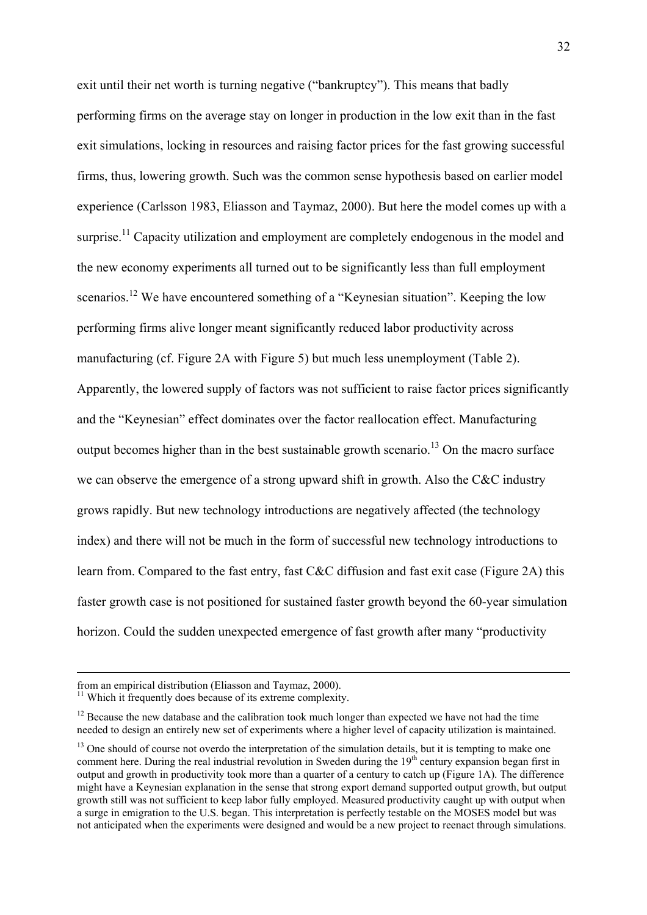exit until their net worth is turning negative ("bankruptcy"). This means that badly performing firms on the average stay on longer in production in the low exit than in the fast exit simulations, locking in resources and raising factor prices for the fast growing successful firms, thus, lowering growth. Such was the common sense hypothesis based on earlier model experience (Carlsson 1983, Eliasson and Taymaz, 2000). But here the model comes up with a surprise.[11] Capacity utilization and employment are completely endogenous in the model and the new economy experiments all turned out to be significantly less than full employment scenarios.[12] We have encountered something of a "Keynesian situation". Keeping the low performing firms alive longer meant significantly reduced labor productivity across manufacturing (cf. Figure 2A with Figure 5) but much less unemployment (Table 2). Apparently, the lowered supply of factors was not sufficient to raise factor prices significantly and the "Keynesian" effect dominates over the factor reallocation effect. Manufacturing output becomes higher than in the best sustainable growth scenario.[13] On the macro surface we can observe the emergence of a strong upward shift in growth. Also the C&C industry grows rapidly. But new technology introductions are negatively affected (the technology index) and there will not be much in the form of successful new technology introductions to learn from. Compared to the fast entry, fast C&C diffusion and fast exit case (Figure 2A) this faster growth case is not positioned for sustained faster growth beyond the 60-year simulation horizon. Could the sudden unexpected emergence of fast growth after many "productivity

---

from an empirical distribution (Eliasson and Taymaz, 2000).

[11] Which it frequently does because of its extreme complexity.

[12] Because the new database and the calibration took much longer than expected we have not had the time needed to design an entirely new set of experiments where a higher level of capacity utilization is maintained.

[13] One should of course not overdo the interpretation of the simulation details, but it is tempting to make one comment here. During the real industrial revolution in Sweden during the 19th century expansion began first in output and growth in productivity took more than a quarter of a century to catch up (Figure 1A). The difference might have a Keynesian explanation in the sense that strong export demand supported output growth, but output growth still was not sufficient to keep labor fully employed. Measured productivity caught up with output when a surge in emigration to the U.S. began. This interpretation is perfectly testable on the MOSES model but was not anticipated when the experiments were designed and would be a new project to reenact through simulations.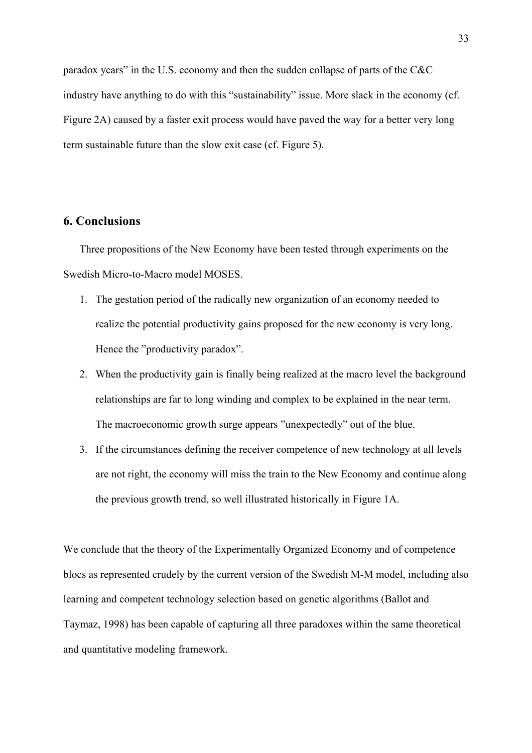paradox years" in the U.S. economy and then the sudden collapse of parts of the C&C industry have anything to do with this "sustainability" issue. More slack in the economy (cf. Figure 2A) caused by a faster exit process would have paved the way for a better very long term sustainable future than the slow exit case (cf. Figure 5).

## 6. Conclusions

Three propositions of the New Economy have been tested through experiments on the Swedish Micro-to-Macro model MOSES.

1. The gestation period of the radically new organization of an economy needed to realize the potential productivity gains proposed for the new economy is very long. Hence the "productivity paradox".
2. When the productivity gain is finally being realized at the macro level the background relationships are far to long winding and complex to be explained in the near term. The macroeconomic growth surge appears "unexpectedly" out of the blue.
3. If the circumstances defining the receiver competence of new technology at all levels are not right, the economy will miss the train to the New Economy and continue along the previous growth trend, so well illustrated historically in Figure 1A.

We conclude that the theory of the Experimentally Organized Economy and of competence blocs as represented crudely by the current version of the Swedish M-M model, including also learning and competent technology selection based on genetic algorithms (Ballot and Taymaz, 1998) has been capable of capturing all three paradoxes within the same theoretical and quantitative modeling framework.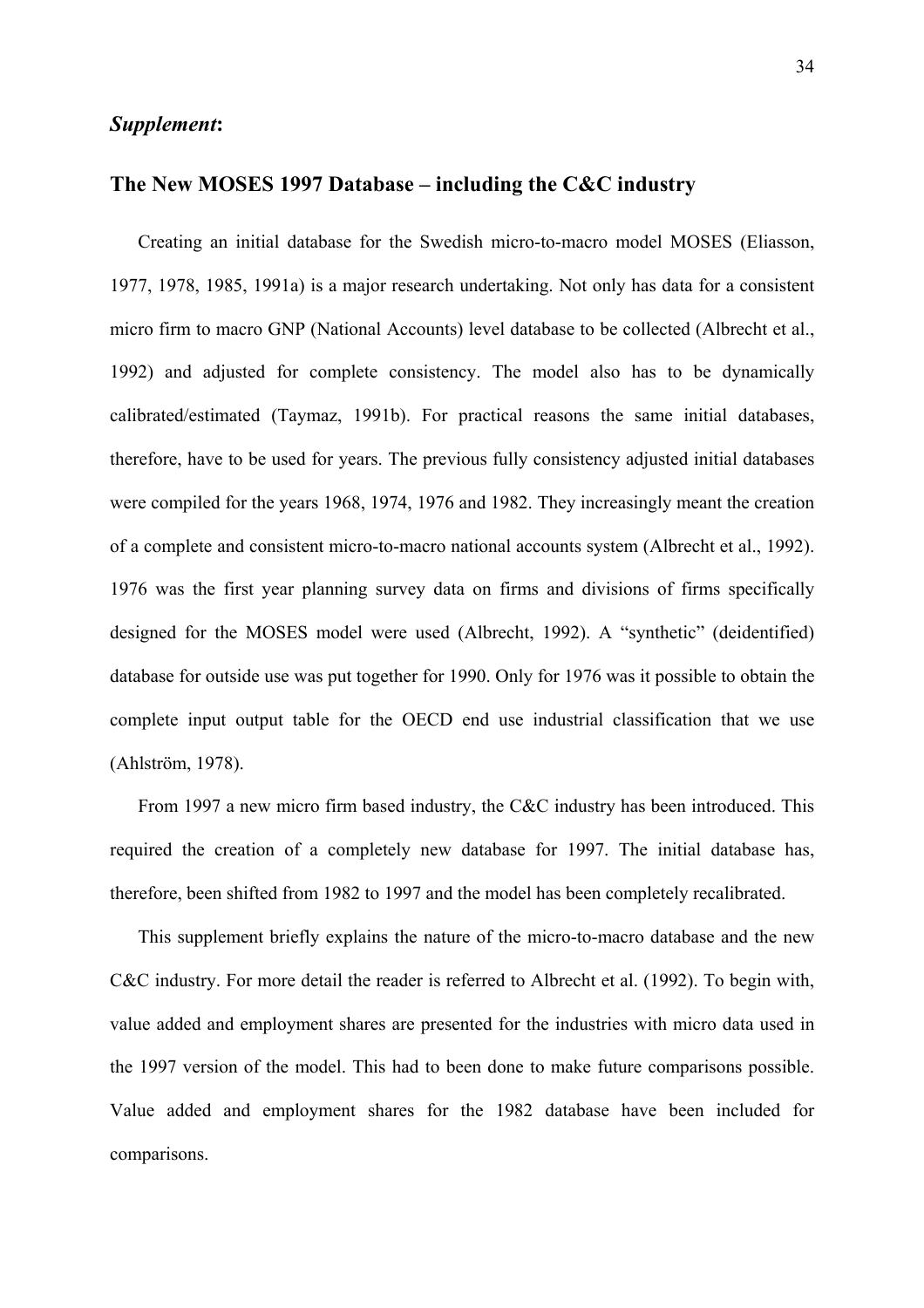## *Supplement*:

## The New MOSES 1997 Database – including the C&C industry

Creating an initial database for the Swedish micro-to-macro model MOSES (Eliasson, 1977, 1978, 1985, 1991a) is a major research undertaking. Not only has data for a consistent micro firm to macro GNP (National Accounts) level database to be collected (Albrecht et al., 1992) and adjusted for complete consistency. The model also has to be dynamically calibrated/estimated (Taymaz, 1991b). For practical reasons the same initial databases, therefore, have to be used for years. The previous fully consistency adjusted initial databases were compiled for the years 1968, 1974, 1976 and 1982. They increasingly meant the creation of a complete and consistent micro-to-macro national accounts system (Albrecht et al., 1992). 1976 was the first year planning survey data on firms and divisions of firms specifically designed for the MOSES model were used (Albrecht, 1992). A "synthetic" (deidentified) database for outside use was put together for 1990. Only for 1976 was it possible to obtain the complete input output table for the OECD end use industrial classification that we use (Ahlström, 1978).

From 1997 a new micro firm based industry, the C&C industry has been introduced. This required the creation of a completely new database for 1997. The initial database has, therefore, been shifted from 1982 to 1997 and the model has been completely recalibrated.

This supplement briefly explains the nature of the micro-to-macro database and the new C&C industry. For more detail the reader is referred to Albrecht et al. (1992). To begin with, value added and employment shares are presented for the industries with micro data used in the 1997 version of the model. This had to been done to make future comparisons possible. Value added and employment shares for the 1982 database have been included for comparisons.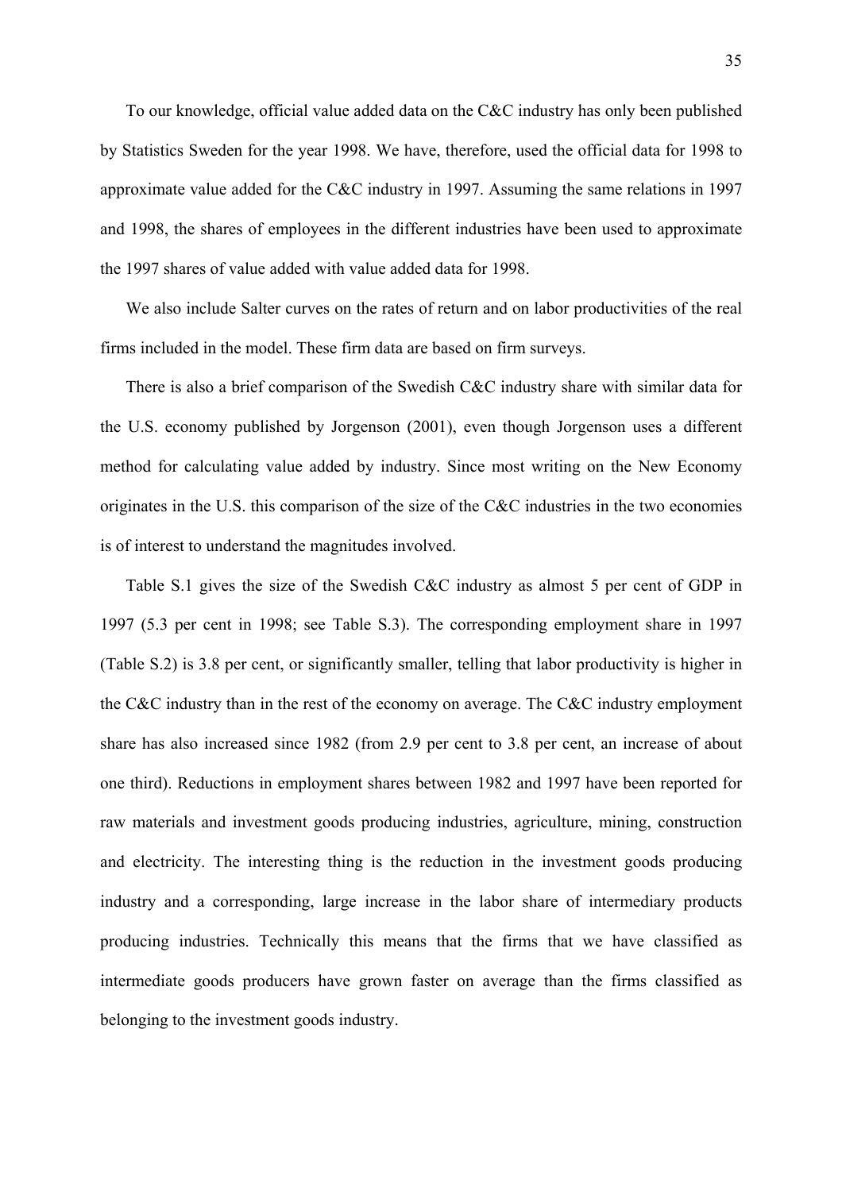To our knowledge, official value added data on the C&C industry has only been published by Statistics Sweden for the year 1998. We have, therefore, used the official data for 1998 to approximate value added for the C&C industry in 1997. Assuming the same relations in 1997 and 1998, the shares of employees in the different industries have been used to approximate the 1997 shares of value added with value added data for 1998.

We also include Salter curves on the rates of return and on labor productivities of the real firms included in the model. These firm data are based on firm surveys.

There is also a brief comparison of the Swedish C&C industry share with similar data for the U.S. economy published by Jorgenson (2001), even though Jorgenson uses a different method for calculating value added by industry. Since most writing on the New Economy originates in the U.S. this comparison of the size of the C&C industries in the two economies is of interest to understand the magnitudes involved.

Table S.1 gives the size of the Swedish C&C industry as almost 5 per cent of GDP in 1997 (5.3 per cent in 1998; see Table S.3). The corresponding employment share in 1997 (Table S.2) is 3.8 per cent, or significantly smaller, telling that labor productivity is higher in the C&C industry than in the rest of the economy on average. The C&C industry employment share has also increased since 1982 (from 2.9 per cent to 3.8 per cent, an increase of about one third). Reductions in employment shares between 1982 and 1997 have been reported for raw materials and investment goods producing industries, agriculture, mining, construction and electricity. The interesting thing is the reduction in the investment goods producing industry and a corresponding, large increase in the labor share of intermediary products producing industries. Technically this means that the firms that we have classified as intermediate goods producers have grown faster on average than the firms classified as belonging to the investment goods industry.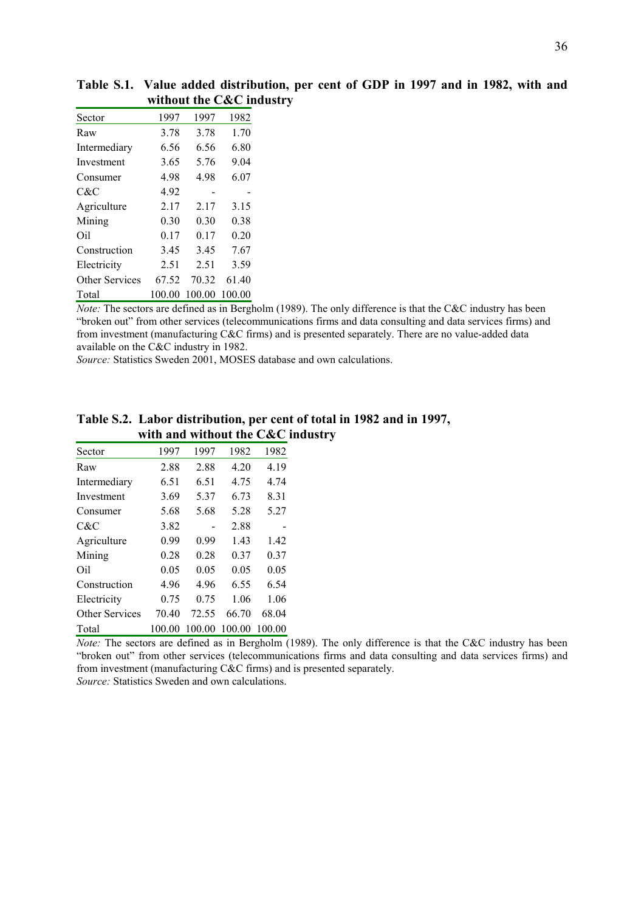**Table S.1. Value added distribution, per cent of GDP in 1997 and in 1982, with and without the C&C industry**

| Sector | 1997 | 1997 | 1982 |
|---|---|---|---|
| Raw | 3.78 | 3.78 | 1.70 |
| Intermediary | 6.56 | 6.56 | 6.80 |
| Investment | 3.65 | 5.76 | 9.04 |
| Consumer | 4.98 | 4.98 | 6.07 |
| C&C | 4.92 | - | - |
| Agriculture | 2.17 | 2.17 | 3.15 |
| Mining | 0.30 | 0.30 | 0.38 |
| Oil | 0.17 | 0.17 | 0.20 |
| Construction | 3.45 | 3.45 | 7.67 |
| Electricity | 2.51 | 2.51 | 3.59 |
| Other Services | 67.52 | 70.32 | 61.40 |
| Total | 100.00 | 100.00 | 100.00 |

*Note:* The sectors are defined as in Bergholm (1989). The only difference is that the C&C industry has been "broken out" from other services (telecommunications firms and data consulting and data services firms) and from investment (manufacturing C&C firms) and is presented separately. There are no value-added data available on the C&C industry in 1982.
*Source:* Statistics Sweden 2001, MOSES database and own calculations.

**Table S.2. Labor distribution, per cent of total in 1982 and in 1997, with and without the C&C industry**

| Sector | 1997 | 1997 | 1982 | 1982 |
|---|---|---|---|---|
| Raw | 2.88 | 2.88 | 4.20 | 4.19 |
| Intermediary | 6.51 | 6.51 | 4.75 | 4.74 |
| Investment | 3.69 | 5.37 | 6.73 | 8.31 |
| Consumer | 5.68 | 5.68 | 5.28 | 5.27 |
| C&C | 3.82 | - | 2.88 | - |
| Agriculture | 0.99 | 0.99 | 1.43 | 1.42 |
| Mining | 0.28 | 0.28 | 0.37 | 0.37 |
| Oil | 0.05 | 0.05 | 0.05 | 0.05 |
| Construction | 4.96 | 4.96 | 6.55 | 6.54 |
| Electricity | 0.75 | 0.75 | 1.06 | 1.06 |
| Other Services | 70.40 | 72.55 | 66.70 | 68.04 |
| Total | 100.00 | 100.00 | 100.00 | 100.00 |

*Note:* The sectors are defined as in Bergholm (1989). The only difference is that the C&C industry has been "broken out" from other services (telecommunications firms and data consulting and data services firms) and from investment (manufacturing C&C firms) and is presented separately.
*Source:* Statistics Sweden and own calculations.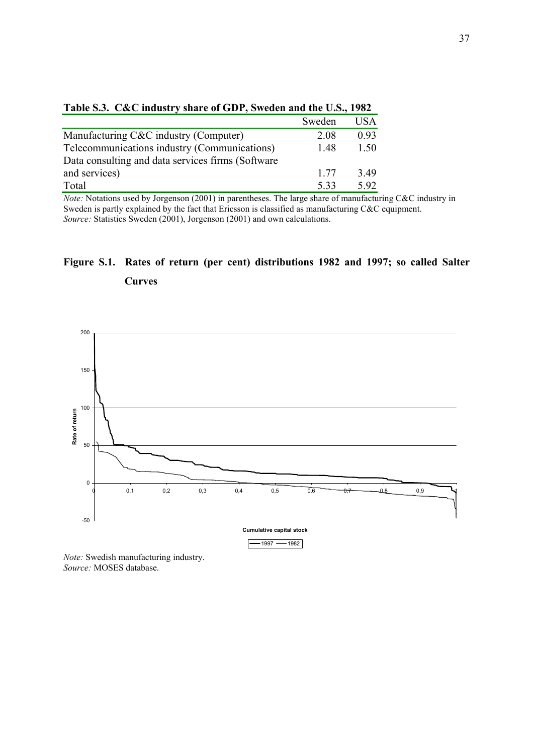**Table S.3. C&C industry share of GDP, Sweden and the U.S., 1982**

| | Sweden | USA |
|---|---|---|
| Manufacturing C&C industry (Computer) | 2.08 | 0.93 |
| Telecommunications industry (Communications) | 1.48 | 1.50 |
| Data consulting and data services firms (Software and services) | 1.77 | 3.49 |
| Total | 5.33 | 5.92 |

*Note:* Notations used by Jorgenson (2001) in parentheses. The large share of manufacturing C&C industry in Sweden is partly explained by the fact that Ericsson is classified as manufacturing C&C equipment.
*Source:* Statistics Sweden (2001), Jorgenson (2001) and own calculations.

**Figure S.1. Rates of return (per cent) distributions 1982 and 1997; so called Salter Curves**

*Note:* Swedish manufacturing industry.
*Source:* MOSES database.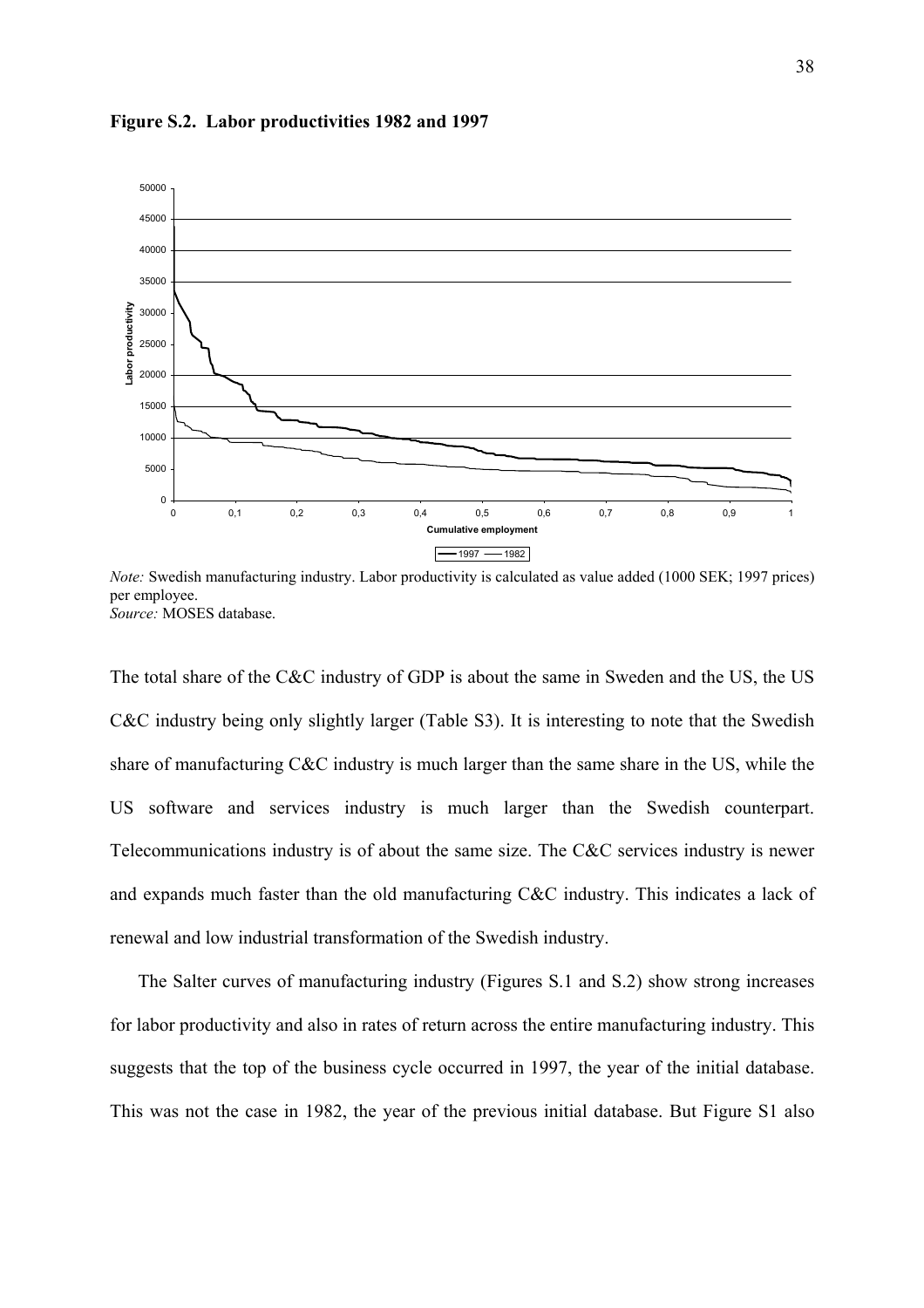**Figure S.2. Labor productivities 1982 and 1997**

*Note:* Swedish manufacturing industry. Labor productivity is calculated as value added (1000 SEK; 1997 prices) per employee.
*Source:* MOSES database.

The total share of the C&C industry of GDP is about the same in Sweden and the US, the US C&C industry being only slightly larger (Table S3). It is interesting to note that the Swedish share of manufacturing C&C industry is much larger than the same share in the US, while the US software and services industry is much larger than the Swedish counterpart. Telecommunications industry is of about the same size. The C&C services industry is newer and expands much faster than the old manufacturing C&C industry. This indicates a lack of renewal and low industrial transformation of the Swedish industry.

The Salter curves of manufacturing industry (Figures S.1 and S.2) show strong increases for labor productivity and also in rates of return across the entire manufacturing industry. This suggests that the top of the business cycle occurred in 1997, the year of the initial database. This was not the case in 1982, the year of the previous initial database. But Figure S1 also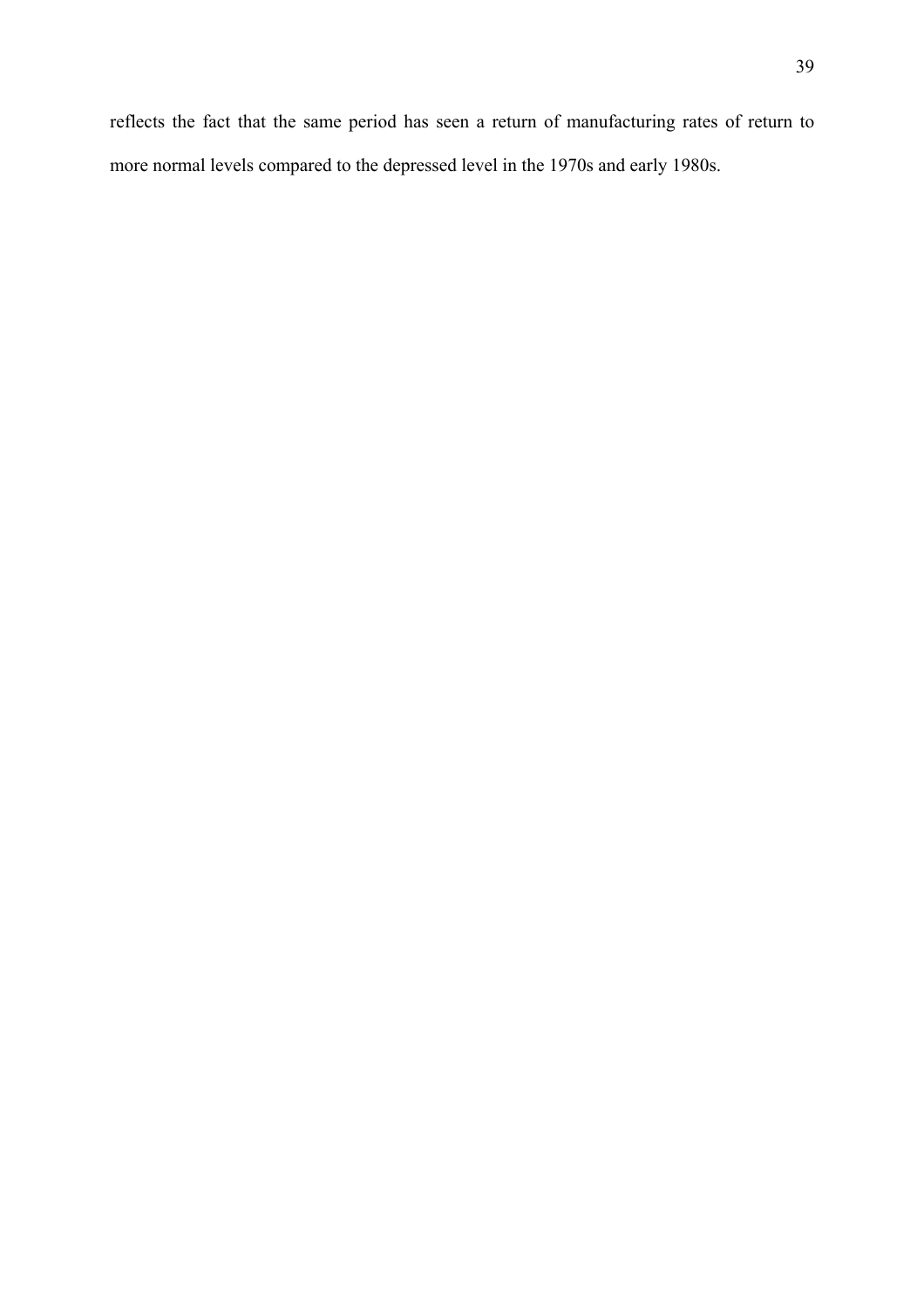reflects the fact that the same period has seen a return of manufacturing rates of return to more normal levels compared to the depressed level in the 1970s and early 1980s.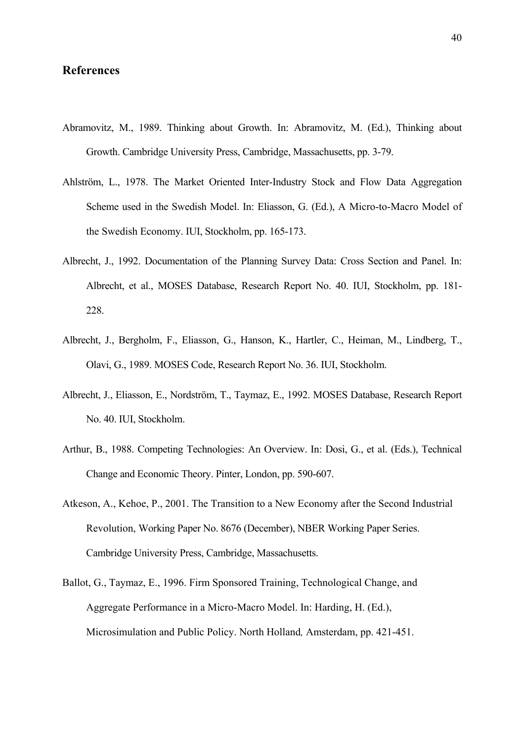## References

Abramovitz, M., 1989. Thinking about Growth. In: Abramovitz, M. (Ed.), Thinking about Growth. Cambridge University Press, Cambridge, Massachusetts, pp. 3-79.

Ahlström, L., 1978. The Market Oriented Inter-Industry Stock and Flow Data Aggregation Scheme used in the Swedish Model. In: Eliasson, G. (Ed.), A Micro-to-Macro Model of the Swedish Economy. IUI, Stockholm, pp. 165-173.

Albrecht, J., 1992. Documentation of the Planning Survey Data: Cross Section and Panel. In: Albrecht, et al., MOSES Database, Research Report No. 40. IUI, Stockholm, pp. 181-228.

Albrecht, J., Bergholm, F., Eliasson, G., Hanson, K., Hartler, C., Heiman, M., Lindberg, T., Olavi, G., 1989. MOSES Code, Research Report No. 36. IUI, Stockholm.

Albrecht, J., Eliasson, E., Nordström, T., Taymaz, E., 1992. MOSES Database, Research Report No. 40. IUI, Stockholm.

Arthur, B., 1988. Competing Technologies: An Overview. In: Dosi, G., et al. (Eds.), Technical Change and Economic Theory. Pinter, London, pp. 590-607.

Atkeson, A., Kehoe, P., 2001. The Transition to a New Economy after the Second Industrial Revolution, Working Paper No. 8676 (December), NBER Working Paper Series. Cambridge University Press, Cambridge, Massachusetts.

Ballot, G., Taymaz, E., 1996. Firm Sponsored Training, Technological Change, and Aggregate Performance in a Micro-Macro Model. In: Harding, H. (Ed.), Microsimulation and Public Policy. North Holland, Amsterdam, pp. 421-451.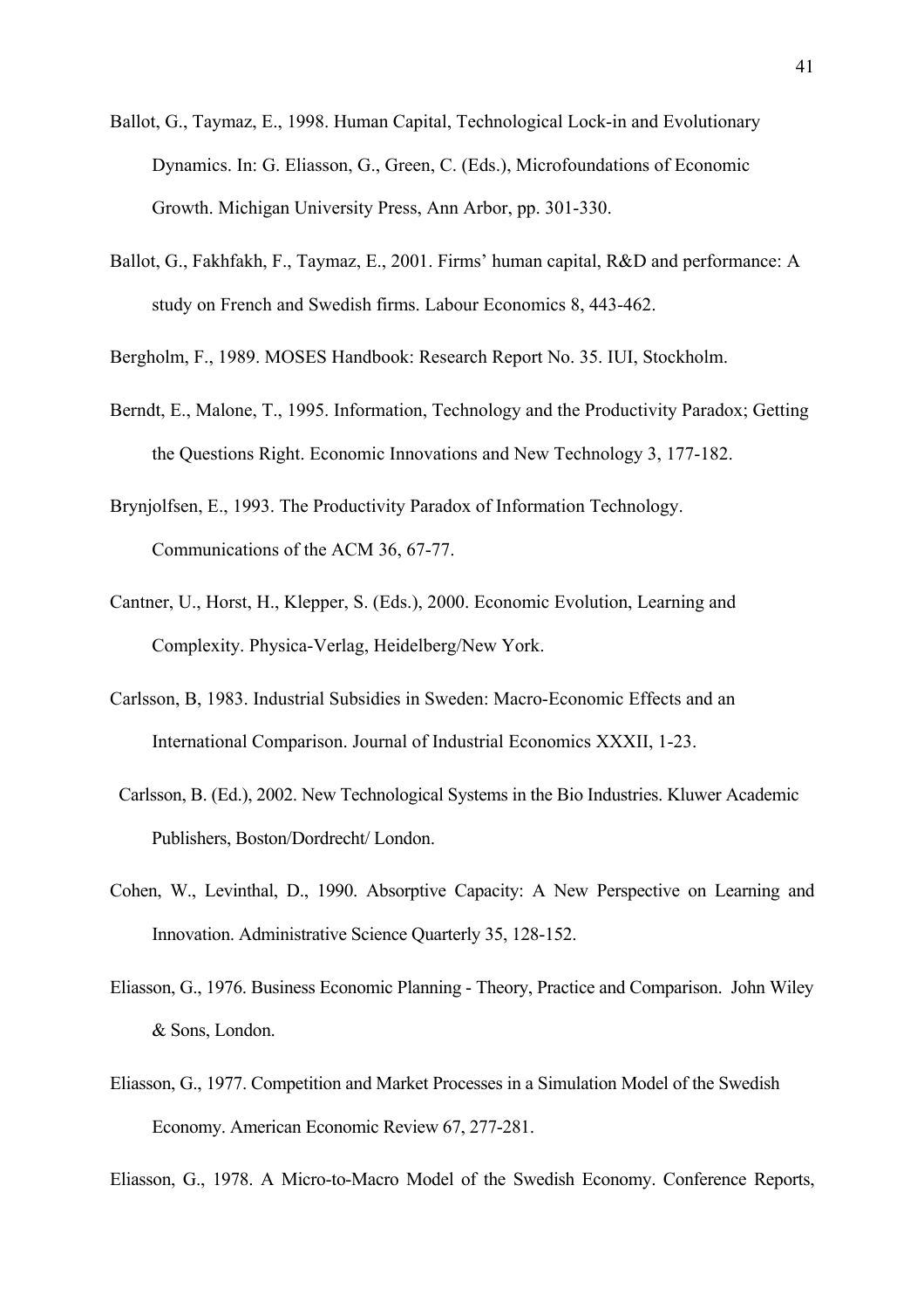Ballot, G., Taymaz, E., 1998. Human Capital, Technological Lock-in and Evolutionary Dynamics. In: G. Eliasson, G., Green, C. (Eds.), Microfoundations of Economic Growth. Michigan University Press, Ann Arbor, pp. 301-330.

Ballot, G., Fakhfakh, F., Taymaz, E., 2001. Firms' human capital, R&D and performance: A study on French and Swedish firms. Labour Economics 8, 443-462.

Bergholm, F., 1989. MOSES Handbook: Research Report No. 35. IUI, Stockholm.

Berndt, E., Malone, T., 1995. Information, Technology and the Productivity Paradox; Getting the Questions Right. Economic Innovations and New Technology 3, 177-182.

Brynjolfsen, E., 1993. The Productivity Paradox of Information Technology. Communications of the ACM 36, 67-77.

Cantner, U., Horst, H., Klepper, S. (Eds.), 2000. Economic Evolution, Learning and Complexity. Physica-Verlag, Heidelberg/New York.

Carlsson, B, 1983. Industrial Subsidies in Sweden: Macro-Economic Effects and an International Comparison. Journal of Industrial Economics XXXII, 1-23.

Carlsson, B. (Ed.), 2002. New Technological Systems in the Bio Industries. Kluwer Academic Publishers, Boston/Dordrecht/ London.

Cohen, W., Levinthal, D., 1990. Absorptive Capacity: A New Perspective on Learning and Innovation. Administrative Science Quarterly 35, 128-152.

Eliasson, G., 1976. Business Economic Planning - Theory, Practice and Comparison. John Wiley & Sons, London.

Eliasson, G., 1977. Competition and Market Processes in a Simulation Model of the Swedish Economy. American Economic Review 67, 277-281.

Eliasson, G., 1978. A Micro-to-Macro Model of the Swedish Economy. Conference Reports,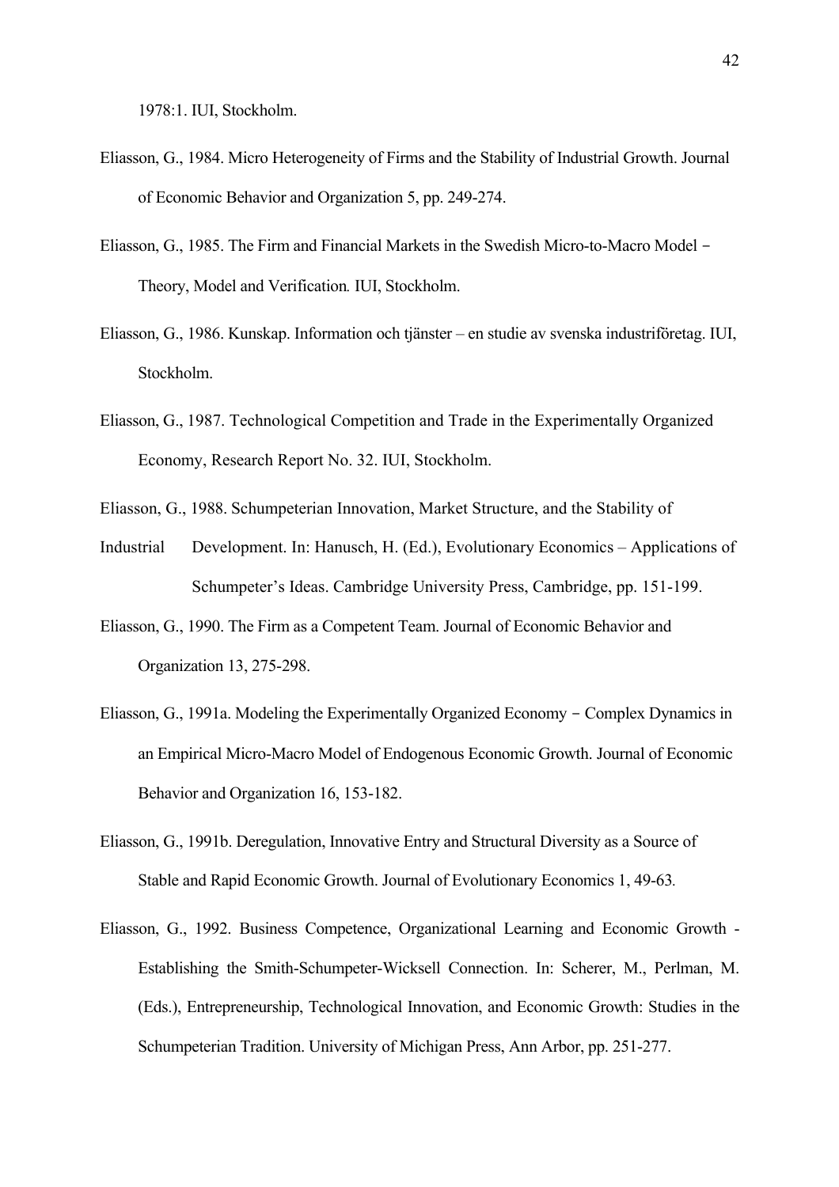1978:1. IUI, Stockholm.

Eliasson, G., 1984. Micro Heterogeneity of Firms and the Stability of Industrial Growth. Journal of Economic Behavior and Organization 5, pp. 249-274.

Eliasson, G., 1985. The Firm and Financial Markets in the Swedish Micro-to-Macro Model – Theory, Model and Verification. IUI, Stockholm.

Eliasson, G., 1986. Kunskap. Information och tjänster – en studie av svenska industriföretag. IUI, Stockholm.

Eliasson, G., 1987. Technological Competition and Trade in the Experimentally Organized Economy, Research Report No. 32. IUI, Stockholm.

Eliasson, G., 1988. Schumpeterian Innovation, Market Structure, and the Stability of Industrial Development. In: Hanusch, H. (Ed.), Evolutionary Economics – Applications of Schumpeter's Ideas. Cambridge University Press, Cambridge, pp. 151-199.

Eliasson, G., 1990. The Firm as a Competent Team. Journal of Economic Behavior and Organization 13, 275-298.

Eliasson, G., 1991a. Modeling the Experimentally Organized Economy – Complex Dynamics in an Empirical Micro-Macro Model of Endogenous Economic Growth. Journal of Economic Behavior and Organization 16, 153-182.

Eliasson, G., 1991b. Deregulation, Innovative Entry and Structural Diversity as a Source of Stable and Rapid Economic Growth. Journal of Evolutionary Economics 1, 49-63.

Eliasson, G., 1992. Business Competence, Organizational Learning and Economic Growth - Establishing the Smith-Schumpeter-Wicksell Connection. In: Scherer, M., Perlman, M. (Eds.), Entrepreneurship, Technological Innovation, and Economic Growth: Studies in the Schumpeterian Tradition. University of Michigan Press, Ann Arbor, pp. 251-277.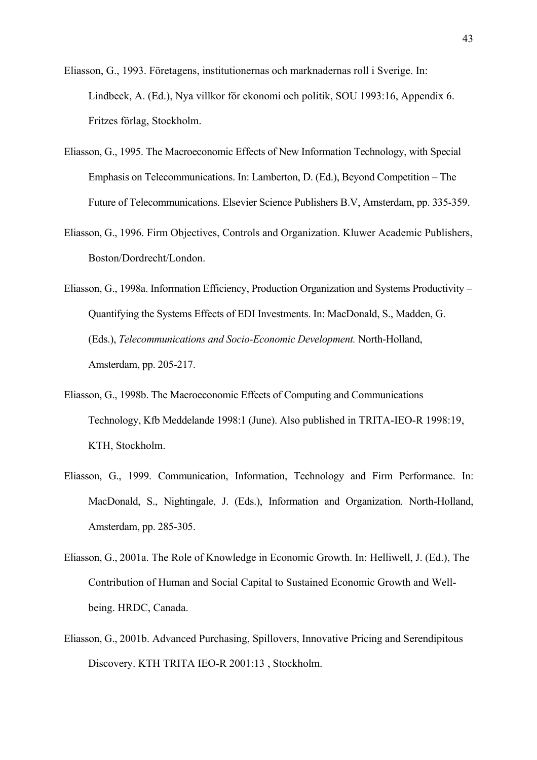Eliasson, G., 1993. Företagens, institutionernas och marknadernas roll i Sverige. In: Lindbeck, A. (Ed.), Nya villkor för ekonomi och politik, SOU 1993:16, Appendix 6. Fritzes förlag, Stockholm.

Eliasson, G., 1995. The Macroeconomic Effects of New Information Technology, with Special Emphasis on Telecommunications. In: Lamberton, D. (Ed.), Beyond Competition – The Future of Telecommunications. Elsevier Science Publishers B.V, Amsterdam, pp. 335-359.

Eliasson, G., 1996. Firm Objectives, Controls and Organization. Kluwer Academic Publishers, Boston/Dordrecht/London.

Eliasson, G., 1998a. Information Efficiency, Production Organization and Systems Productivity – Quantifying the Systems Effects of EDI Investments. In: MacDonald, S., Madden, G. (Eds.), *Telecommunications and Socio-Economic Development.* North-Holland, Amsterdam, pp. 205-217.

Eliasson, G., 1998b. The Macroeconomic Effects of Computing and Communications Technology, Kfb Meddelande 1998:1 (June). Also published in TRITA-IEO-R 1998:19, KTH, Stockholm.

Eliasson, G., 1999. Communication, Information, Technology and Firm Performance. In: MacDonald, S., Nightingale, J. (Eds.), Information and Organization. North-Holland, Amsterdam, pp. 285-305.

Eliasson, G., 2001a. The Role of Knowledge in Economic Growth. In: Helliwell, J. (Ed.), The Contribution of Human and Social Capital to Sustained Economic Growth and Well-being. HRDC, Canada.

Eliasson, G., 2001b. Advanced Purchasing, Spillovers, Innovative Pricing and Serendipitous Discovery. KTH TRITA IEO-R 2001:13 , Stockholm.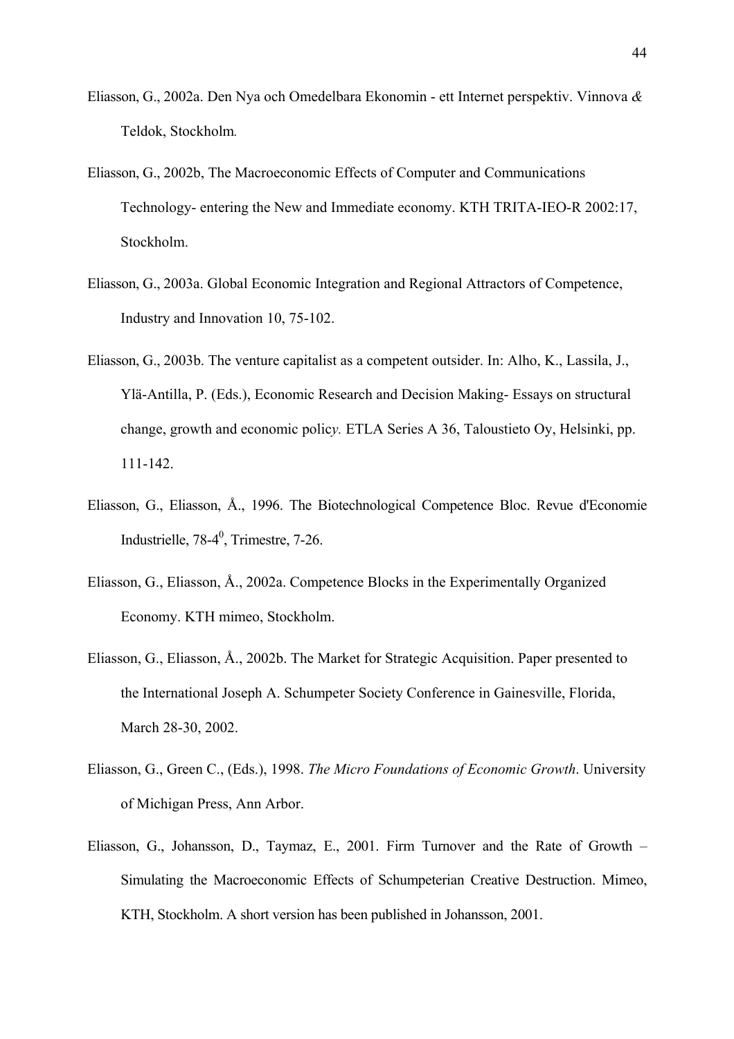Eliasson, G., 2002a. Den Nya och Omedelbara Ekonomin - ett Internet perspektiv. Vinnova *&* Teldok, Stockholm*.*

Eliasson, G., 2002b, The Macroeconomic Effects of Computer and Communications Technology- entering the New and Immediate economy. KTH TRITA-IEO-R 2002:17, Stockholm.

Eliasson, G., 2003a. Global Economic Integration and Regional Attractors of Competence, Industry and Innovation 10, 75-102.

Eliasson, G., 2003b. The venture capitalist as a competent outsider. In: Alho, K., Lassila, J., Ylä-Antilla, P. (Eds.), Economic Research and Decision Making- Essays on structural change, growth and economic polic*y.* ETLA Series A 36, Taloustieto Oy, Helsinki, pp. 111-142.

Eliasson, G., Eliasson, Å., 1996. The Biotechnological Competence Bloc. Revue d'Economie Industrielle, 78-4$^0$, Trimestre, 7-26.

Eliasson, G., Eliasson, Å., 2002a. Competence Blocks in the Experimentally Organized Economy. KTH mimeo, Stockholm.

Eliasson, G., Eliasson, Å., 2002b. The Market for Strategic Acquisition. Paper presented to the International Joseph A. Schumpeter Society Conference in Gainesville, Florida, March 28-30, 2002.

Eliasson, G., Green C., (Eds.), 1998. *The Micro Foundations of Economic Growth*. University of Michigan Press, Ann Arbor.

Eliasson, G., Johansson, D., Taymaz, E., 2001. Firm Turnover and the Rate of Growth – Simulating the Macroeconomic Effects of Schumpeterian Creative Destruction. Mimeo, KTH, Stockholm. A short version has been published in Johansson, 2001.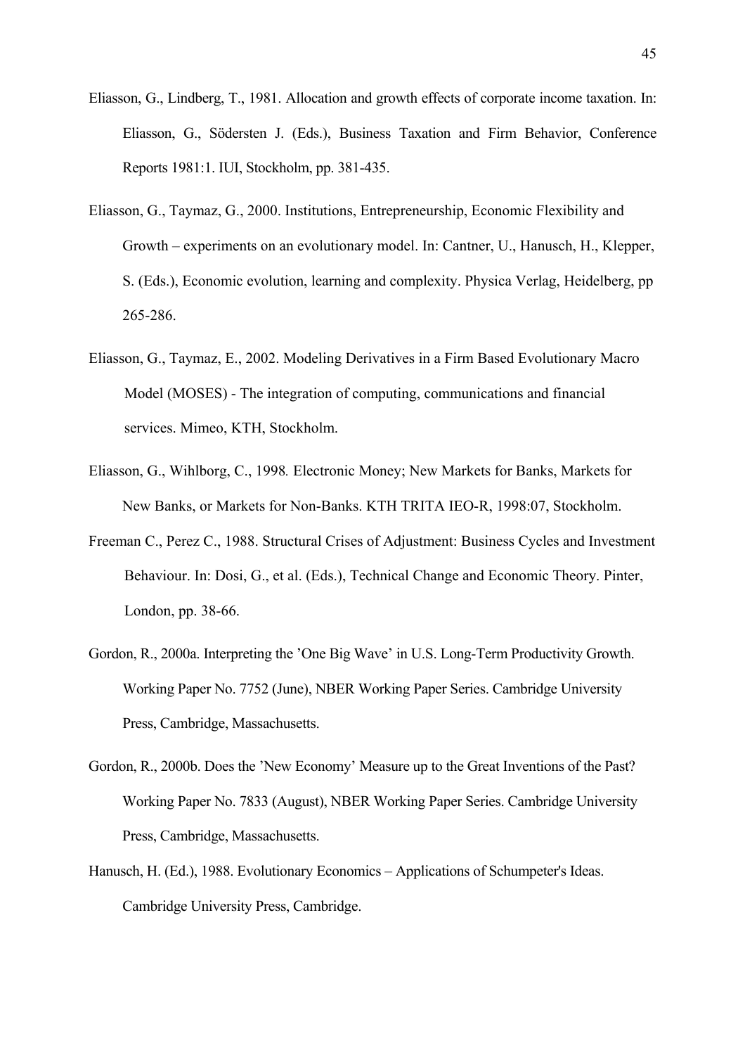Eliasson, G., Lindberg, T., 1981. Allocation and growth effects of corporate income taxation. In: Eliasson, G., Södersten J. (Eds.), Business Taxation and Firm Behavior, Conference Reports 1981:1. IUI, Stockholm, pp. 381-435.

Eliasson, G., Taymaz, G., 2000. Institutions, Entrepreneurship, Economic Flexibility and Growth – experiments on an evolutionary model. In: Cantner, U., Hanusch, H., Klepper, S. (Eds.), Economic evolution, learning and complexity. Physica Verlag, Heidelberg, pp 265-286.

Eliasson, G., Taymaz, E., 2002. Modeling Derivatives in a Firm Based Evolutionary Macro Model (MOSES) - The integration of computing, communications and financial services. Mimeo, KTH, Stockholm.

Eliasson, G., Wihlborg, C., 1998*.* Electronic Money; New Markets for Banks, Markets for New Banks, or Markets for Non-Banks. KTH TRITA IEO-R, 1998:07, Stockholm.

Freeman C., Perez C., 1988. Structural Crises of Adjustment: Business Cycles and Investment Behaviour. In: Dosi, G., et al. (Eds.), Technical Change and Economic Theory. Pinter, London, pp. 38-66.

Gordon, R., 2000a. Interpreting the 'One Big Wave' in U.S. Long-Term Productivity Growth. Working Paper No. 7752 (June), NBER Working Paper Series. Cambridge University Press, Cambridge, Massachusetts.

Gordon, R., 2000b. Does the 'New Economy' Measure up to the Great Inventions of the Past? Working Paper No. 7833 (August), NBER Working Paper Series. Cambridge University Press, Cambridge, Massachusetts.

Hanusch, H. (Ed.), 1988. Evolutionary Economics – Applications of Schumpeter's Ideas. Cambridge University Press, Cambridge.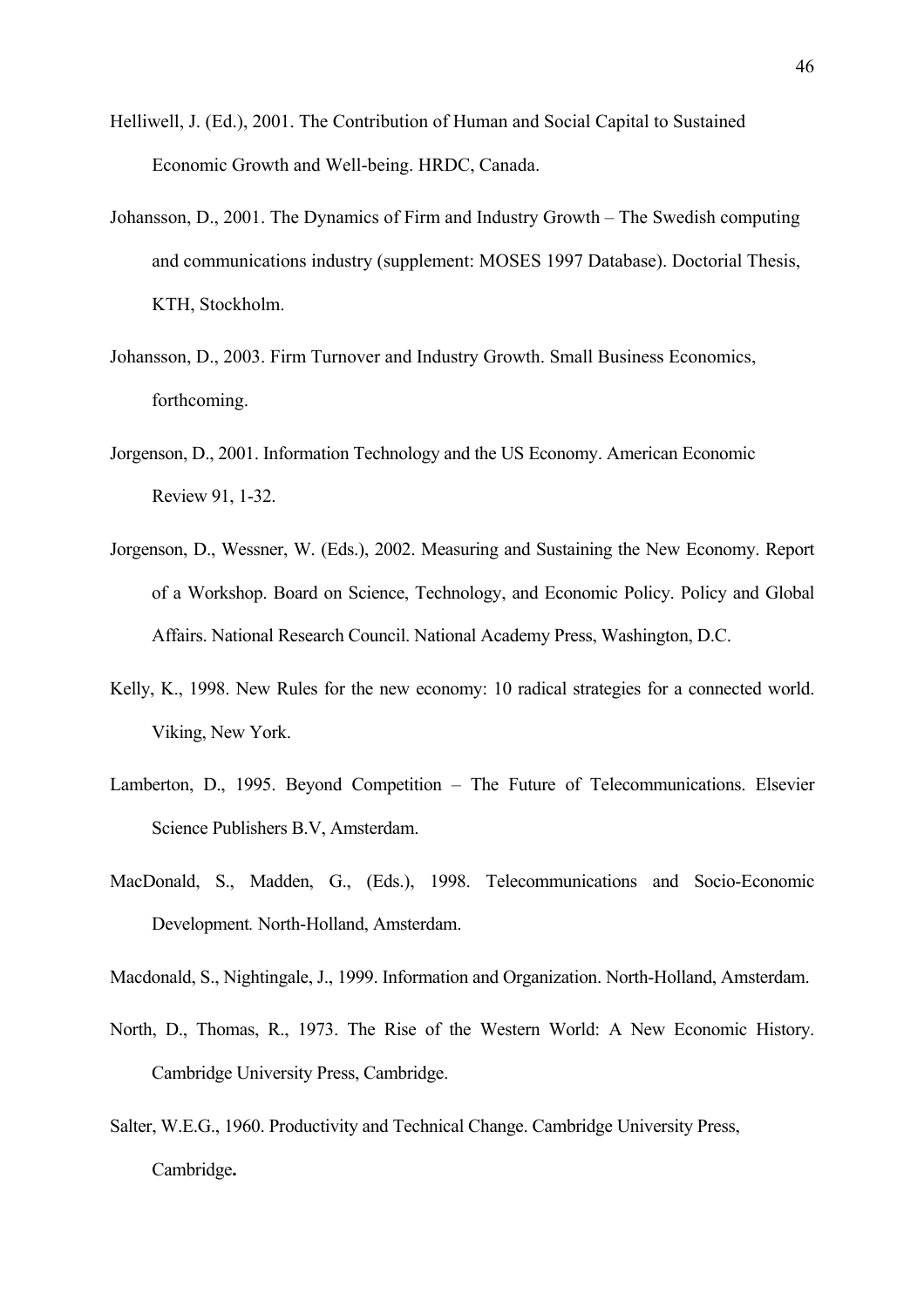Helliwell, J. (Ed.), 2001. The Contribution of Human and Social Capital to Sustained Economic Growth and Well-being. HRDC, Canada.

Johansson, D., 2001. The Dynamics of Firm and Industry Growth – The Swedish computing and communications industry (supplement: MOSES 1997 Database). Doctorial Thesis, KTH, Stockholm.

Johansson, D., 2003. Firm Turnover and Industry Growth. Small Business Economics, forthcoming.

Jorgenson, D., 2001. Information Technology and the US Economy. American Economic Review 91, 1-32.

Jorgenson, D., Wessner, W. (Eds.), 2002. Measuring and Sustaining the New Economy. Report of a Workshop. Board on Science, Technology, and Economic Policy. Policy and Global Affairs. National Research Council. National Academy Press, Washington, D.C.

Kelly, K., 1998. New Rules for the new economy: 10 radical strategies for a connected world. Viking, New York.

Lamberton, D., 1995. Beyond Competition – The Future of Telecommunications. Elsevier Science Publishers B.V, Amsterdam.

MacDonald, S., Madden, G., (Eds.), 1998. Telecommunications and Socio-Economic Development. North-Holland, Amsterdam.

Macdonald, S., Nightingale, J., 1999. Information and Organization. North-Holland, Amsterdam.

North, D., Thomas, R., 1973. The Rise of the Western World: A New Economic History. Cambridge University Press, Cambridge.

Salter, W.E.G., 1960. Productivity and Technical Change. Cambridge University Press, Cambridge.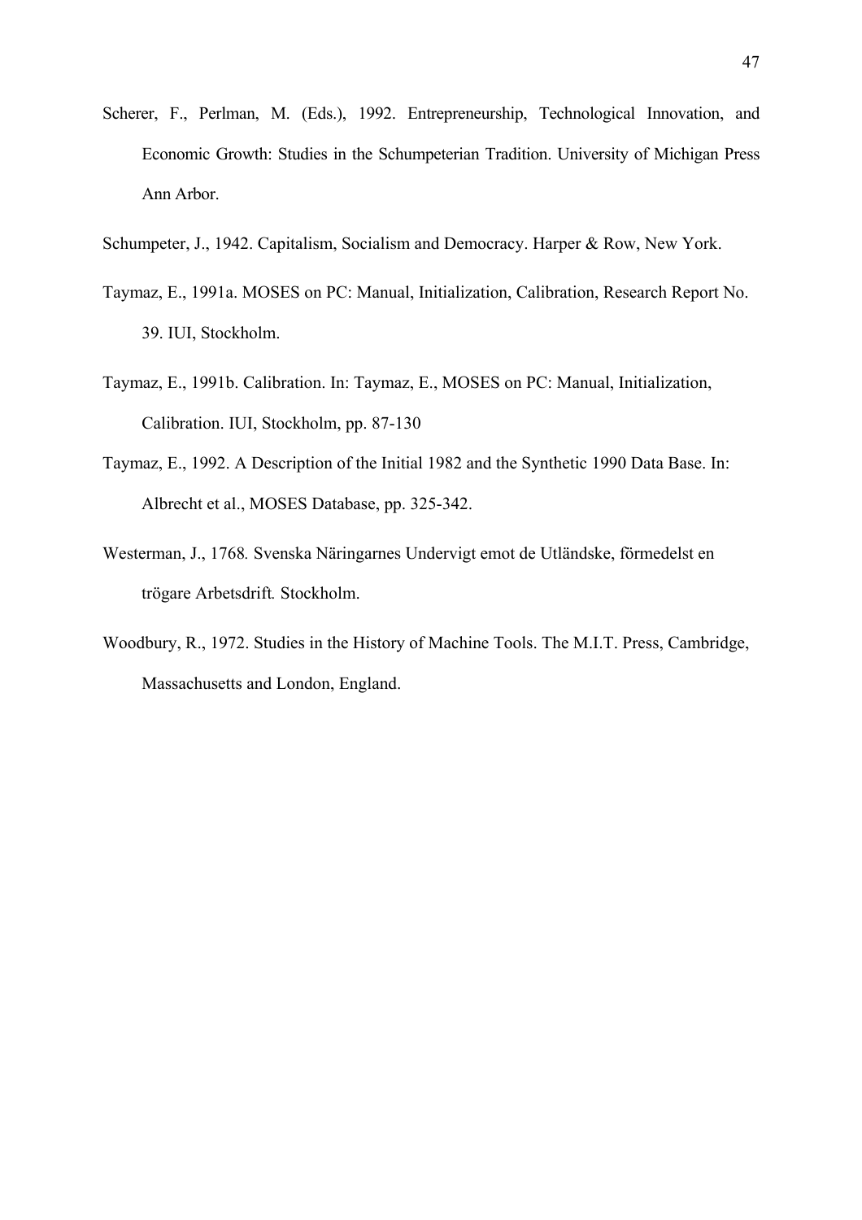Scherer, F., Perlman, M. (Eds.), 1992. Entrepreneurship, Technological Innovation, and Economic Growth: Studies in the Schumpeterian Tradition. University of Michigan Press Ann Arbor.

Schumpeter, J., 1942. Capitalism, Socialism and Democracy. Harper & Row, New York.

Taymaz, E., 1991a. MOSES on PC: Manual, Initialization, Calibration, Research Report No. 39. IUI, Stockholm.

Taymaz, E., 1991b. Calibration. In: Taymaz, E., MOSES on PC: Manual, Initialization, Calibration. IUI, Stockholm, pp. 87-130

Taymaz, E., 1992. A Description of the Initial 1982 and the Synthetic 1990 Data Base. In: Albrecht et al., MOSES Database, pp. 325-342.

Westerman, J., 1768*.* Svenska Näringarnes Undervigt emot de Utländske, förmedelst en trögare Arbetsdrift*.* Stockholm.

Woodbury, R., 1972. Studies in the History of Machine Tools. The M.I.T. Press, Cambridge, Massachusetts and London, England.